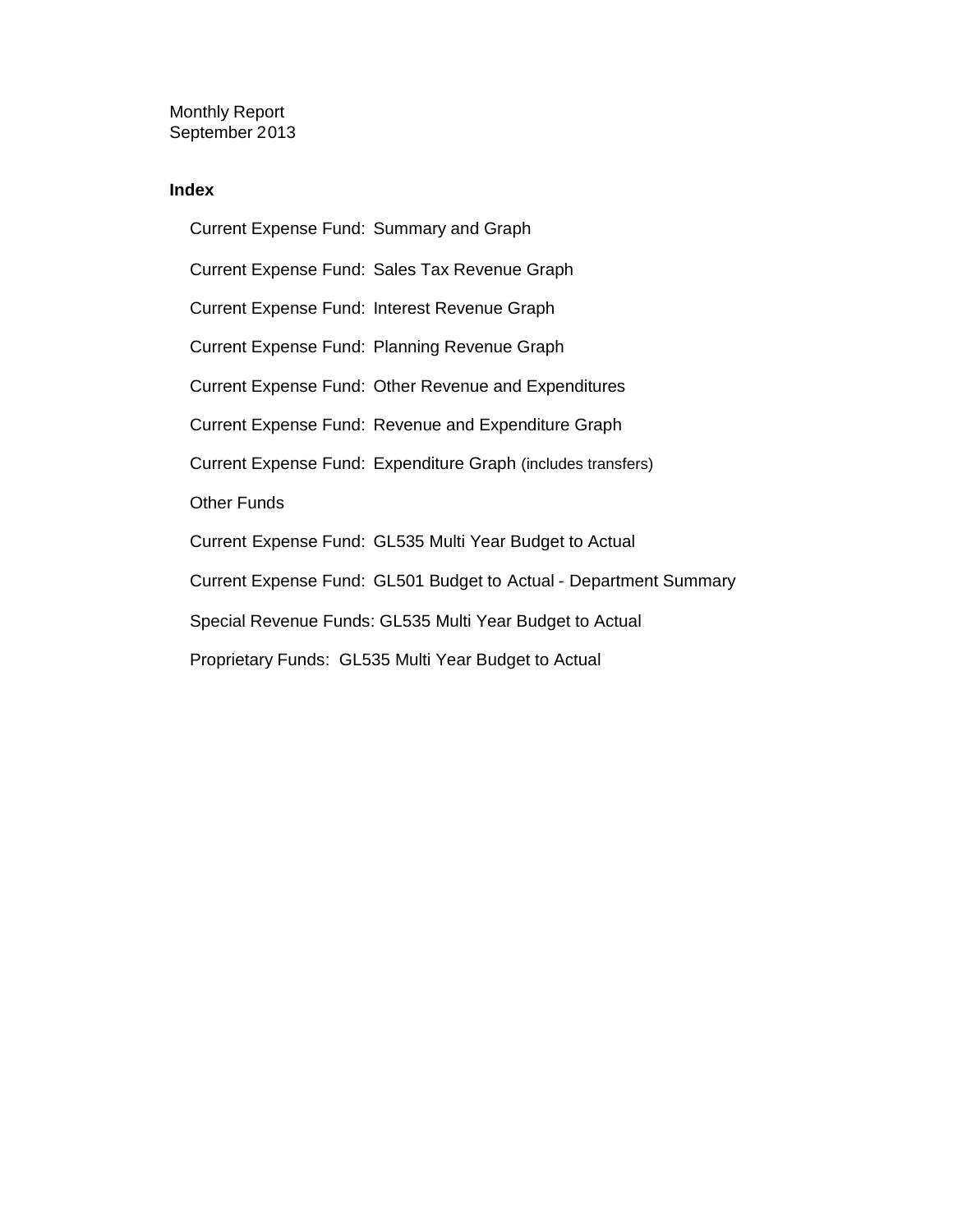Monthly Report
September 2013

**Index**

- Current Expense Fund: Summary and Graph
- Current Expense Fund: Sales Tax Revenue Graph
- Current Expense Fund: Interest Revenue Graph
- Current Expense Fund: Planning Revenue Graph
- Current Expense Fund: Other Revenue and Expenditures
- Current Expense Fund: Revenue and Expenditure Graph
- Current Expense Fund: Expenditure Graph (includes transfers)
- Other Funds
- Current Expense Fund: GL535 Multi Year Budget to Actual
- Current Expense Fund: GL501 Budget to Actual - Department Summary
- Special Revenue Funds: GL535 Multi Year Budget to Actual
- Proprietary Funds: GL535 Multi Year Budget to Actual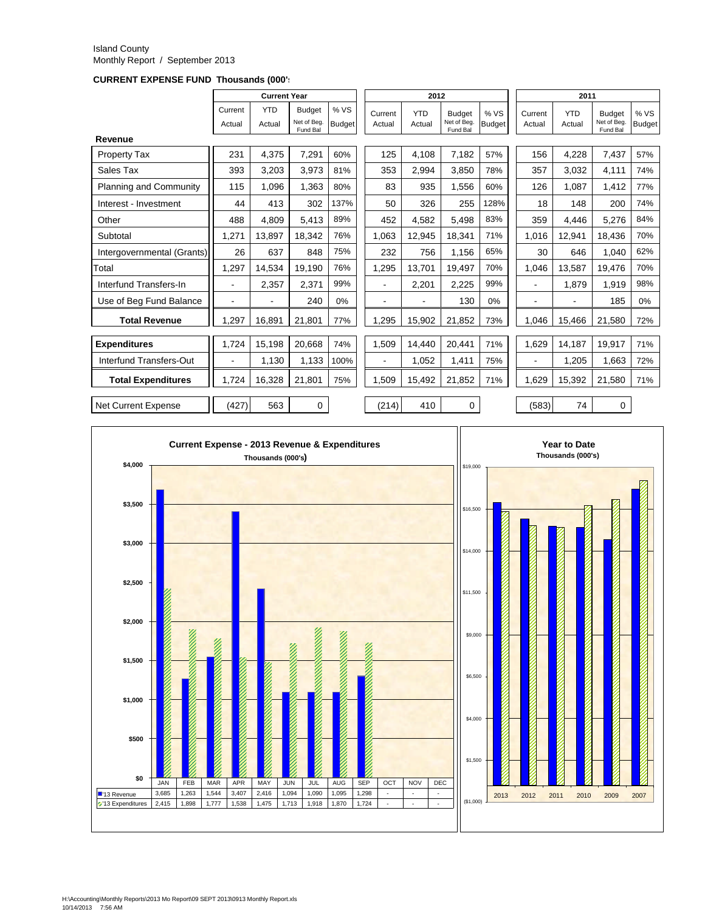Island County
Monthly Report / September 2013

**CURRENT EXPENSE FUND Thousands (000's)**

| | Current Year | | | | 2012 | | | | 2011 | | | |
|---|---|---|---|---|---|---|---|---|---|---|---|---|
| | Current Actual | YTD Actual | Budget Net of Beg. Fund Bal | % VS Budget | Current Actual | YTD Actual | Budget Net of Beg. Fund Bal | % VS Budget | Current Actual | YTD Actual | Budget Net of Beg. Fund Bal | % VS Budget |
| **Revenue** | | | | | | | | | | | | |
| Property Tax | 231 | 4,375 | 7,291 | 60% | 125 | 4,108 | 7,182 | 57% | 156 | 4,228 | 7,437 | 57% |
| Sales Tax | 393 | 3,203 | 3,973 | 81% | 353 | 2,994 | 3,850 | 78% | 357 | 3,032 | 4,111 | 74% |
| Planning and Community | 115 | 1,096 | 1,363 | 80% | 83 | 935 | 1,556 | 60% | 126 | 1,087 | 1,412 | 77% |
| Interest - Investment | 44 | 413 | 302 | 137% | 50 | 326 | 255 | 128% | 18 | 148 | 200 | 74% |
| Other | 488 | 4,809 | 5,413 | 89% | 452 | 4,582 | 5,498 | 83% | 359 | 4,446 | 5,276 | 84% |
| Subtotal | 1,271 | 13,897 | 18,342 | 76% | 1,063 | 12,945 | 18,341 | 71% | 1,016 | 12,941 | 18,436 | 70% |
| Intergovernmental (Grants) | 26 | 637 | 848 | 75% | 232 | 756 | 1,156 | 65% | 30 | 646 | 1,040 | 62% |
| Total | 1,297 | 14,534 | 19,190 | 76% | 1,295 | 13,701 | 19,497 | 70% | 1,046 | 13,587 | 19,476 | 70% |
| Interfund Transfers-In | - | 2,357 | 2,371 | 99% | - | 2,201 | 2,225 | 99% | - | 1,879 | 1,919 | 98% |
| Use of Beg Fund Balance | - | - | 240 | 0% | - | - | 130 | 0% | - | - | 185 | 0% |
| **Total Revenue** | 1,297 | 16,891 | 21,801 | 77% | 1,295 | 15,902 | 21,852 | 73% | 1,046 | 15,466 | 21,580 | 72% |
| **Expenditures** | 1,724 | 15,198 | 20,668 | 74% | 1,509 | 14,440 | 20,441 | 71% | 1,629 | 14,187 | 19,917 | 71% |
| Interfund Transfers-Out | - | 1,130 | 1,133 | 100% | - | 1,052 | 1,411 | 75% | - | 1,205 | 1,663 | 72% |
| **Total Expenditures** | 1,724 | 16,328 | 21,801 | 75% | 1,509 | 15,492 | 21,852 | 71% | 1,629 | 15,392 | 21,580 | 71% |
| Net Current Expense | (427) | 563 | 0 | | (214) | 410 | 0 | | (583) | 74 | 0 | |

**Current Expense - 2013 Revenue & Expenditures**
Thousands (000's)

| | JAN | FEB | MAR | APR | MAY | JUN | JUL | AUG | SEP | OCT | NOV | DEC |
|---|---|---|---|---|---|---|---|---|---|---|---|---|
| '13 Revenue | 3,685 | 1,263 | 1,544 | 3,407 | 2,416 | 1,094 | 1,090 | 1,095 | 1,298 | - | - | - |
| '13 Expenditures | 2,415 | 1,898 | 1,777 | 1,538 | 1,475 | 1,713 | 1,918 | 1,870 | 1,724 | - | - | - |

**Year to Date**
Thousands (000's)

2013 2012 2011 2010 2009 2007

H:\Accounting\Monthly Reports\2013 Mo Report\09 SEPT 2013\0913 Monthly Report.xls
10/14/2013 7:56 AM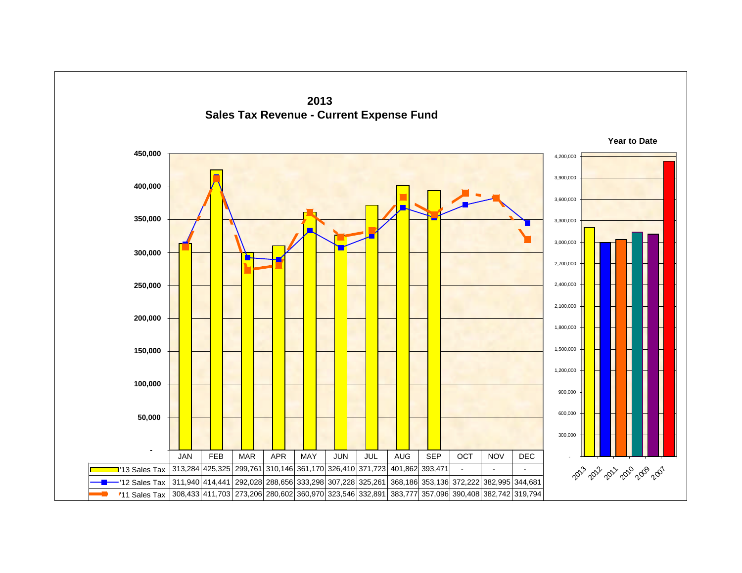# 2013
## Sales Tax Revenue - Current Expense Fund

| | JAN | FEB | MAR | APR | MAY | JUN | JUL | AUG | SEP | OCT | NOV | DEC |
|---|---|---|---|---|---|---|---|---|---|---|---|---|
| '13 Sales Tax | 313,284 | 425,325 | 299,761 | 310,146 | 361,170 | 326,410 | 371,723 | 401,862 | 393,471 | - | - | - |
| '12 Sales Tax | 311,940 | 414,441 | 292,028 | 288,656 | 333,298 | 307,228 | 325,261 | 368,186 | 353,136 | 372,222 | 382,995 | 344,681 |
| '11 Sales Tax | 308,433 | 411,703 | 273,206 | 280,602 | 360,970 | 323,546 | 332,891 | 383,777 | 357,096 | 390,408 | 382,742 | 319,794 |

**Year to Date**

2013, 2012, 2011, 2010, 2009, 2007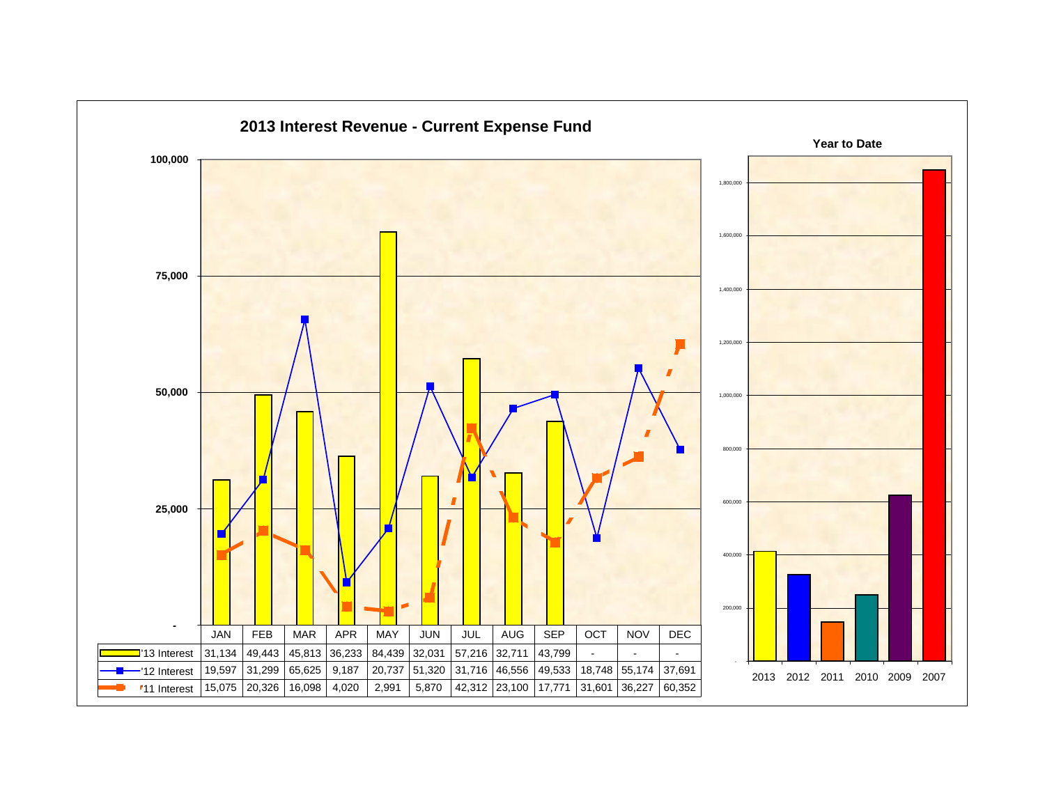## 2013 Interest Revenue - Current Expense Fund

| | JAN | FEB | MAR | APR | MAY | JUN | JUL | AUG | SEP | OCT | NOV | DEC |
|---|---|---|---|---|---|---|---|---|---|---|---|---|
| '13 Interest | 31,134 | 49,443 | 45,813 | 36,233 | 84,439 | 32,031 | 57,216 | 32,711 | 43,799 | - | - | - |
| '12 Interest | 19,597 | 31,299 | 65,625 | 9,187 | 20,737 | 51,320 | 31,716 | 46,556 | 49,533 | 18,748 | 55,174 | 37,691 |
| '11 Interest | 15,075 | 20,326 | 16,098 | 4,020 | 2,991 | 5,870 | 42,312 | 23,100 | 17,771 | 31,601 | 36,227 | 60,352 |

### Year to Date

2013, 2012, 2011, 2010, 2009, 2007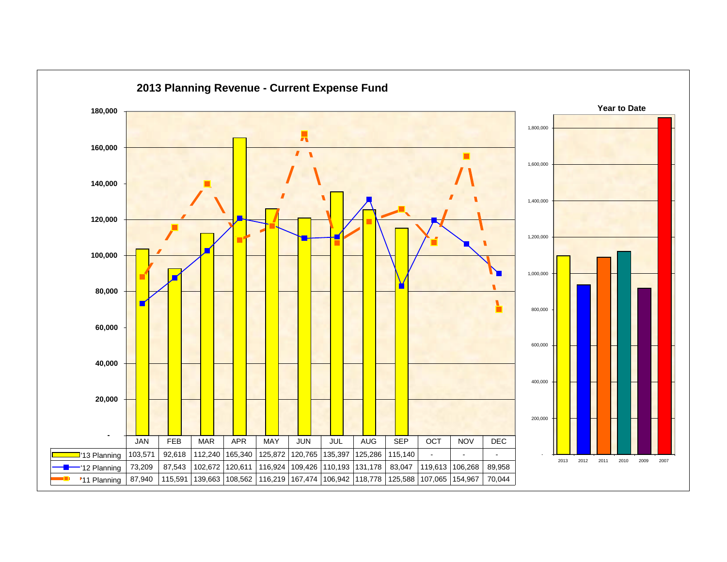## 2013 Planning Revenue - Current Expense Fund

| | JAN | FEB | MAR | APR | MAY | JUN | JUL | AUG | SEP | OCT | NOV | DEC |
|---|---|---|---|---|---|---|---|---|---|---|---|---|
| '13 Planning | 103,571 | 92,618 | 112,240 | 165,340 | 125,872 | 120,765 | 135,397 | 125,286 | 115,140 | - | - | - |
| '12 Planning | 73,209 | 87,543 | 102,672 | 120,611 | 116,924 | 109,426 | 110,193 | 131,178 | 83,047 | 119,613 | 106,268 | 89,958 |
| '11 Planning | 87,940 | 115,591 | 139,663 | 108,562 | 116,219 | 167,474 | 106,942 | 118,778 | 125,588 | 107,065 | 154,967 | 70,044 |

### Year to Date

2013, 2012, 2011, 2010, 2009, 2007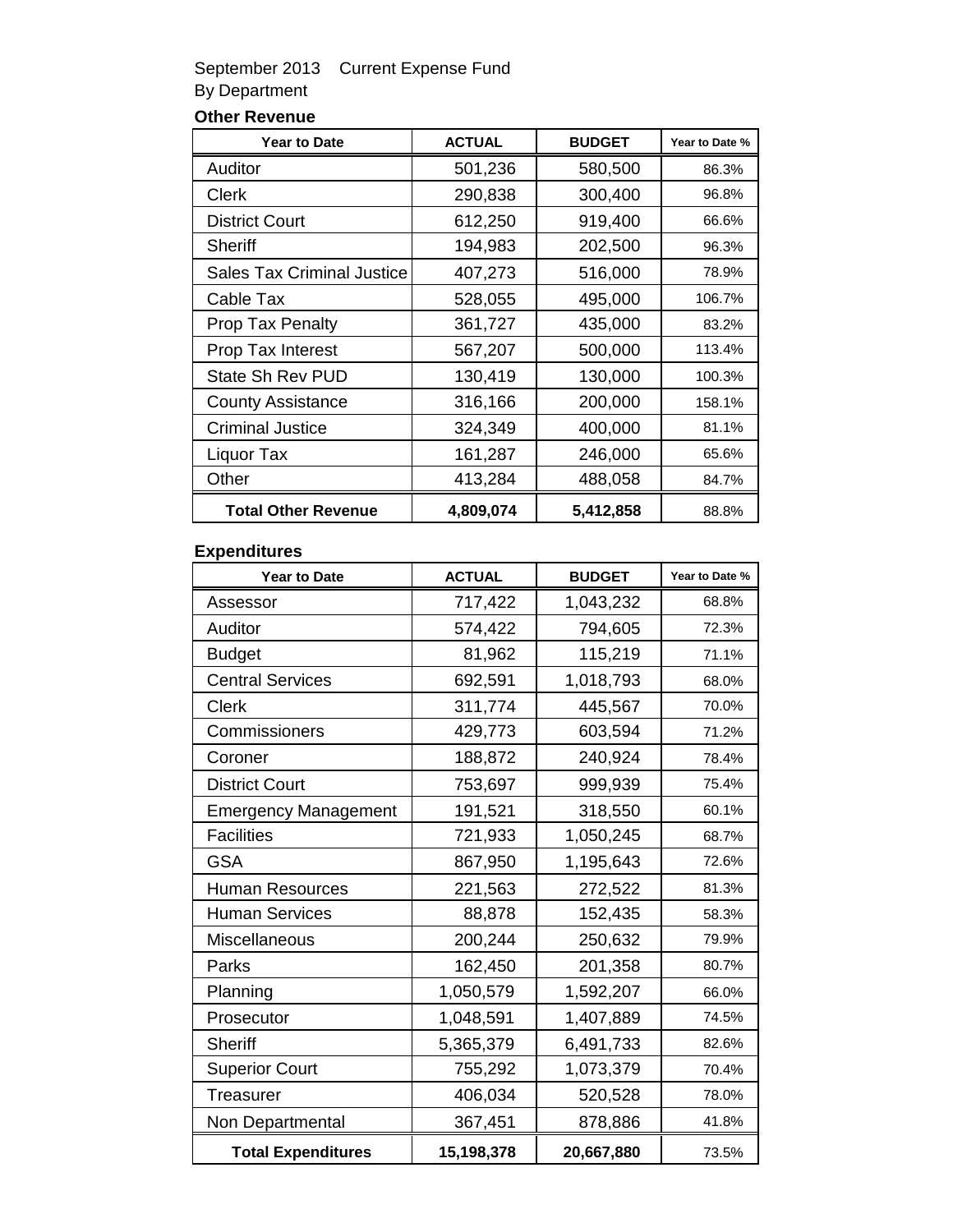September 2013 Current Expense Fund
By Department

### Other Revenue

| Year to Date | ACTUAL | BUDGET | Year to Date % |
|---|---|---|---|
| Auditor | 501,236 | 580,500 | 86.3% |
| Clerk | 290,838 | 300,400 | 96.8% |
| District Court | 612,250 | 919,400 | 66.6% |
| Sheriff | 194,983 | 202,500 | 96.3% |
| Sales Tax Criminal Justice | 407,273 | 516,000 | 78.9% |
| Cable Tax | 528,055 | 495,000 | 106.7% |
| Prop Tax Penalty | 361,727 | 435,000 | 83.2% |
| Prop Tax Interest | 567,207 | 500,000 | 113.4% |
| State Sh Rev PUD | 130,419 | 130,000 | 100.3% |
| County Assistance | 316,166 | 200,000 | 158.1% |
| Criminal Justice | 324,349 | 400,000 | 81.1% |
| Liquor Tax | 161,287 | 246,000 | 65.6% |
| Other | 413,284 | 488,058 | 84.7% |
| **Total Other Revenue** | **4,809,074** | **5,412,858** | 88.8% |

### Expenditures

| Year to Date | ACTUAL | BUDGET | Year to Date % |
|---|---|---|---|
| Assessor | 717,422 | 1,043,232 | 68.8% |
| Auditor | 574,422 | 794,605 | 72.3% |
| Budget | 81,962 | 115,219 | 71.1% |
| Central Services | 692,591 | 1,018,793 | 68.0% |
| Clerk | 311,774 | 445,567 | 70.0% |
| Commissioners | 429,773 | 603,594 | 71.2% |
| Coroner | 188,872 | 240,924 | 78.4% |
| District Court | 753,697 | 999,939 | 75.4% |
| Emergency Management | 191,521 | 318,550 | 60.1% |
| Facilities | 721,933 | 1,050,245 | 68.7% |
| GSA | 867,950 | 1,195,643 | 72.6% |
| Human Resources | 221,563 | 272,522 | 81.3% |
| Human Services | 88,878 | 152,435 | 58.3% |
| Miscellaneous | 200,244 | 250,632 | 79.9% |
| Parks | 162,450 | 201,358 | 80.7% |
| Planning | 1,050,579 | 1,592,207 | 66.0% |
| Prosecutor | 1,048,591 | 1,407,889 | 74.5% |
| Sheriff | 5,365,379 | 6,491,733 | 82.6% |
| Superior Court | 755,292 | 1,073,379 | 70.4% |
| Treasurer | 406,034 | 520,528 | 78.0% |
| Non Departmental | 367,451 | 878,886 | 41.8% |
| **Total Expenditures** | **15,198,378** | **20,667,880** | 73.5% |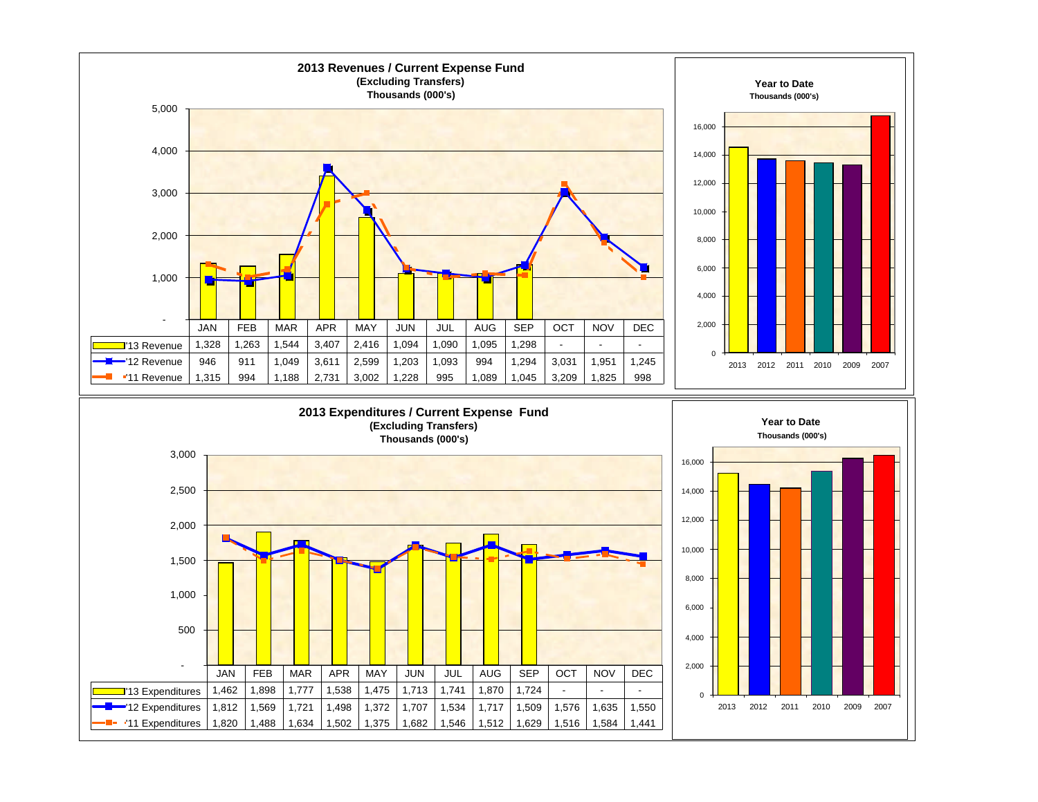## 2013 Revenues / Current Expense Fund
**(Excluding Transfers)**
**Thousands (000's)**

| | JAN | FEB | MAR | APR | MAY | JUN | JUL | AUG | SEP | OCT | NOV | DEC |
|---|---|---|---|---|---|---|---|---|---|---|---|---|
| '13 Revenue | 1,328 | 1,263 | 1,544 | 3,407 | 2,416 | 1,094 | 1,090 | 1,095 | 1,298 | - | - | - |
| '12 Revenue | 946 | 911 | 1,049 | 3,611 | 2,599 | 1,203 | 1,093 | 994 | 1,294 | 3,031 | 1,951 | 1,245 |
| '11 Revenue | 1,315 | 994 | 1,188 | 2,731 | 3,002 | 1,228 | 995 | 1,089 | 1,045 | 3,209 | 1,825 | 998 |

**Year to Date**
**Thousands (000's)**

## 2013 Expenditures / Current Expense Fund
**(Excluding Transfers)**
**Thousands (000's)**

| | JAN | FEB | MAR | APR | MAY | JUN | JUL | AUG | SEP | OCT | NOV | DEC |
|---|---|---|---|---|---|---|---|---|---|---|---|---|
| '13 Expenditures | 1,462 | 1,898 | 1,777 | 1,538 | 1,475 | 1,713 | 1,741 | 1,870 | 1,724 | - | - | - |
| '12 Expenditures | 1,812 | 1,569 | 1,721 | 1,498 | 1,372 | 1,707 | 1,534 | 1,717 | 1,509 | 1,576 | 1,635 | 1,550 |
| '11 Expenditures | 1,820 | 1,488 | 1,634 | 1,502 | 1,375 | 1,682 | 1,546 | 1,512 | 1,629 | 1,516 | 1,584 | 1,441 |

**Year to Date**
**Thousands (000's)**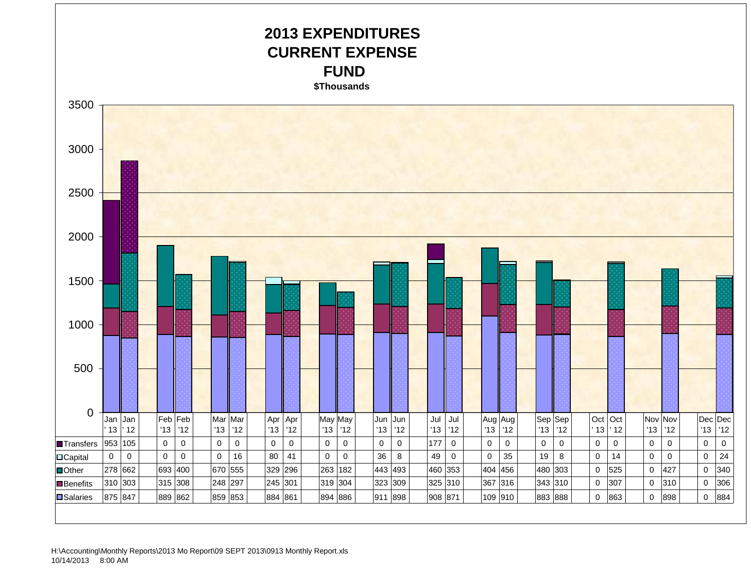# 2013 EXPENDITURES
## CURRENT EXPENSE
## FUND
**$Thousands**

| | Jan '13 | Jan '12 | Feb '13 | Feb '12 | Mar '13 | Mar '12 | Apr '13 | Apr '12 | May '13 | May '12 | Jun '13 | Jun '12 | Jul '13 | Jul '12 | Aug '13 | Aug '12 | Sep '13 | Sep '12 | Oct '13 | Oct '12 | Nov '13 | Nov '12 | Dec '13 | Dec '12 |
|---|---|---|---|---|---|---|---|---|---|---|---|---|---|---|---|---|---|---|---|---|---|---|---|---|
| Transfers | 953 | 105 | 0 | 0 | 0 | 0 | 0 | 0 | 0 | 0 | 0 | 0 | 177 | 0 | 0 | 0 | 0 | 0 | 0 | 0 | 0 | 0 | 0 | 0 |
| Capital | 0 | 0 | 0 | 0 | 0 | 16 | 80 | 41 | 0 | 0 | 36 | 8 | 49 | 0 | 0 | 35 | 19 | 8 | 0 | 14 | 0 | 0 | 0 | 24 |
| Other | 278 | 662 | 693 | 400 | 670 | 555 | 329 | 296 | 263 | 182 | 443 | 493 | 460 | 353 | 404 | 456 | 480 | 303 | 0 | 525 | 0 | 427 | 0 | 340 |
| Benefits | 310 | 303 | 315 | 308 | 248 | 297 | 245 | 301 | 319 | 304 | 323 | 309 | 325 | 310 | 367 | 316 | 343 | 310 | 0 | 307 | 0 | 310 | 0 | 306 |
| Salaries | 875 | 847 | 889 | 862 | 859 | 853 | 884 | 861 | 894 | 886 | 911 | 898 | 908 | 871 | 109 | 910 | 883 | 888 | 0 | 863 | 0 | 898 | 0 | 884 |

H:\Accounting\Monthly Reports\2013 Mo Report\09 SEPT 2013\0913 Monthly Report.xls
10/14/2013 8:00 AM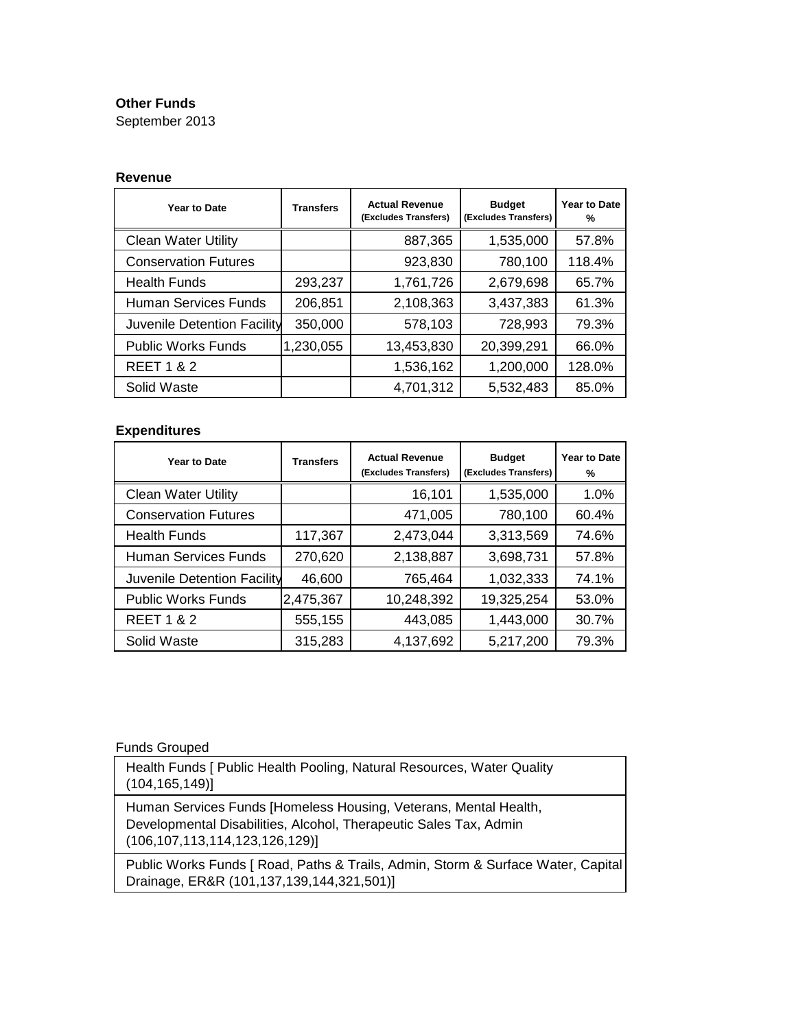**Other Funds**
September 2013

**Revenue**

| Year to Date | Transfers | Actual Revenue (Excludes Transfers) | Budget (Excludes Transfers) | Year to Date % |
|---|---|---|---|---|
| Clean Water Utility | | 887,365 | 1,535,000 | 57.8% |
| Conservation Futures | | 923,830 | 780,100 | 118.4% |
| Health Funds | 293,237 | 1,761,726 | 2,679,698 | 65.7% |
| Human Services Funds | 206,851 | 2,108,363 | 3,437,383 | 61.3% |
| Juvenile Detention Facility | 350,000 | 578,103 | 728,993 | 79.3% |
| Public Works Funds | 1,230,055 | 13,453,830 | 20,399,291 | 66.0% |
| REET 1 & 2 | | 1,536,162 | 1,200,000 | 128.0% |
| Solid Waste | | 4,701,312 | 5,532,483 | 85.0% |

**Expenditures**

| Year to Date | Transfers | Actual Revenue (Excludes Transfers) | Budget (Excludes Transfers) | Year to Date % |
|---|---|---|---|---|
| Clean Water Utility | | 16,101 | 1,535,000 | 1.0% |
| Conservation Futures | | 471,005 | 780,100 | 60.4% |
| Health Funds | 117,367 | 2,473,044 | 3,313,569 | 74.6% |
| Human Services Funds | 270,620 | 2,138,887 | 3,698,731 | 57.8% |
| Juvenile Detention Facility | 46,600 | 765,464 | 1,032,333 | 74.1% |
| Public Works Funds | 2,475,367 | 10,248,392 | 19,325,254 | 53.0% |
| REET 1 & 2 | 555,155 | 443,085 | 1,443,000 | 30.7% |
| Solid Waste | 315,283 | 4,137,692 | 5,217,200 | 79.3% |

Funds Grouped

| |
|---|
| Health Funds [ Public Health Pooling, Natural Resources, Water Quality (104,165,149)] |
| Human Services Funds [Homeless Housing, Veterans, Mental Health, Developmental Disabilities, Alcohol, Therapeutic Sales Tax, Admin (106,107,113,114,123,126,129)] |
| Public Works Funds [ Road, Paths & Trails, Admin, Storm & Surface Water, Capital Drainage, ER&R (101,137,139,144,321,501)] |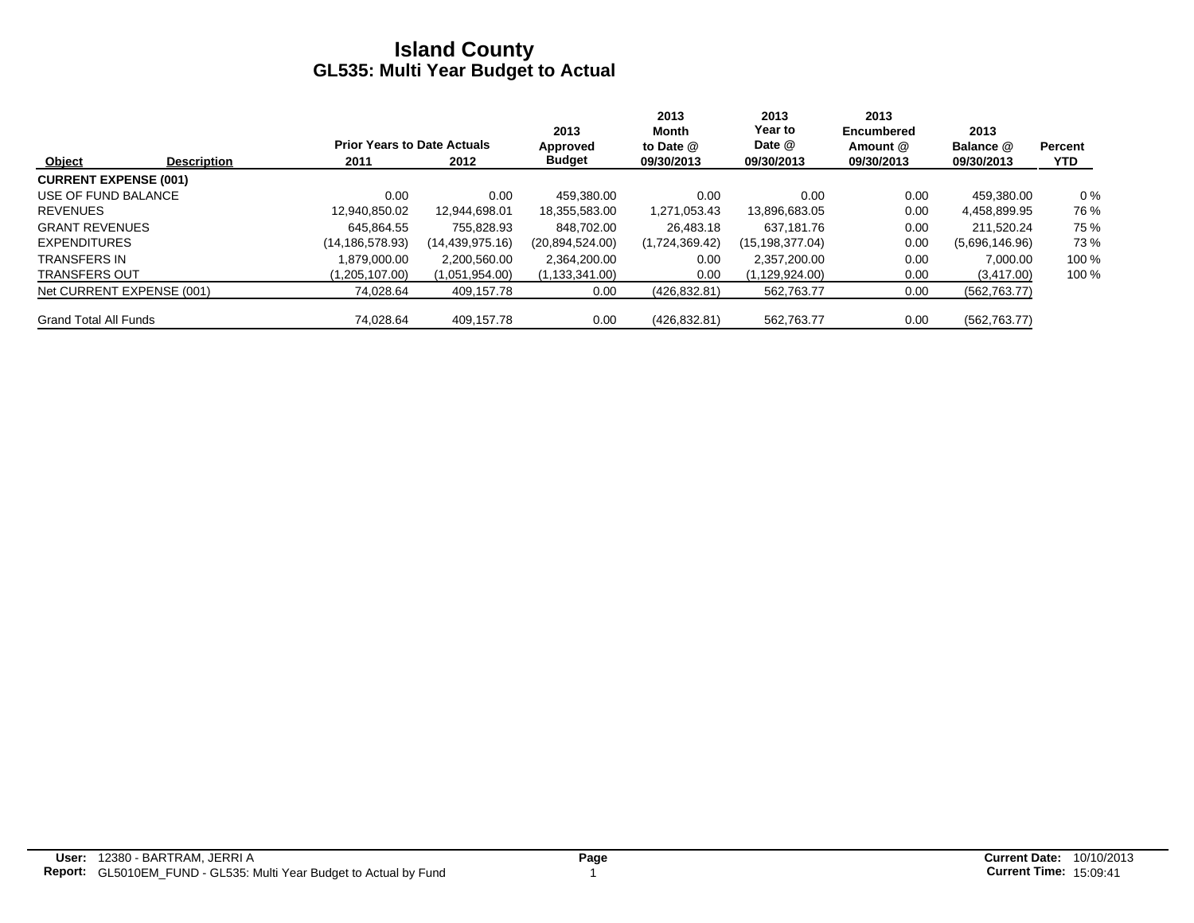# Island County
## GL535: Multi Year Budget to Actual

| Object | Description | Prior Years to Date Actuals 2011 | Prior Years to Date Actuals 2012 | 2013 Approved Budget | 2013 Month to Date @ 09/30/2013 | 2013 Year to Date @ 09/30/2013 | 2013 Encumbered Amount @ 09/30/2013 | 2013 Balance @ 09/30/2013 | Percent YTD |
|---|---|---|---|---|---|---|---|---|---|
| **CURRENT EXPENSE (001)** | | | | | | | | | |
| USE OF FUND BALANCE | | 0.00 | 0.00 | 459,380.00 | 0.00 | 0.00 | 0.00 | 459,380.00 | 0 % |
| REVENUES | | 12,940,850.02 | 12,944,698.01 | 18,355,583.00 | 1,271,053.43 | 13,896,683.05 | 0.00 | 4,458,899.95 | 76 % |
| GRANT REVENUES | | 645,864.55 | 755,828.93 | 848,702.00 | 26,483.18 | 637,181.76 | 0.00 | 211,520.24 | 75 % |
| EXPENDITURES | | (14,186,578.93) | (14,439,975.16) | (20,894,524.00) | (1,724,369.42) | (15,198,377.04) | 0.00 | (5,696,146.96) | 73 % |
| TRANSFERS IN | | 1,879,000.00 | 2,200,560.00 | 2,364,200.00 | 0.00 | 2,357,200.00 | 0.00 | 7,000.00 | 100 % |
| TRANSFERS OUT | | (1,205,107.00) | (1,051,954.00) | (1,133,341.00) | 0.00 | (1,129,924.00) | 0.00 | (3,417.00) | 100 % |
| Net CURRENT EXPENSE (001) | | 74,028.64 | 409,157.78 | 0.00 | (426,832.81) | 562,763.77 | 0.00 | (562,763.77) | |
| Grand Total All Funds | | 74,028.64 | 409,157.78 | 0.00 | (426,832.81) | 562,763.77 | 0.00 | (562,763.77) | |

**User:** 12380 - BARTRAM, JERRI A
**Report:** GL5010EM_FUND - GL535: Multi Year Budget to Actual by Fund
**Current Date:** 10/10/2013
**Current Time:** 15:09:41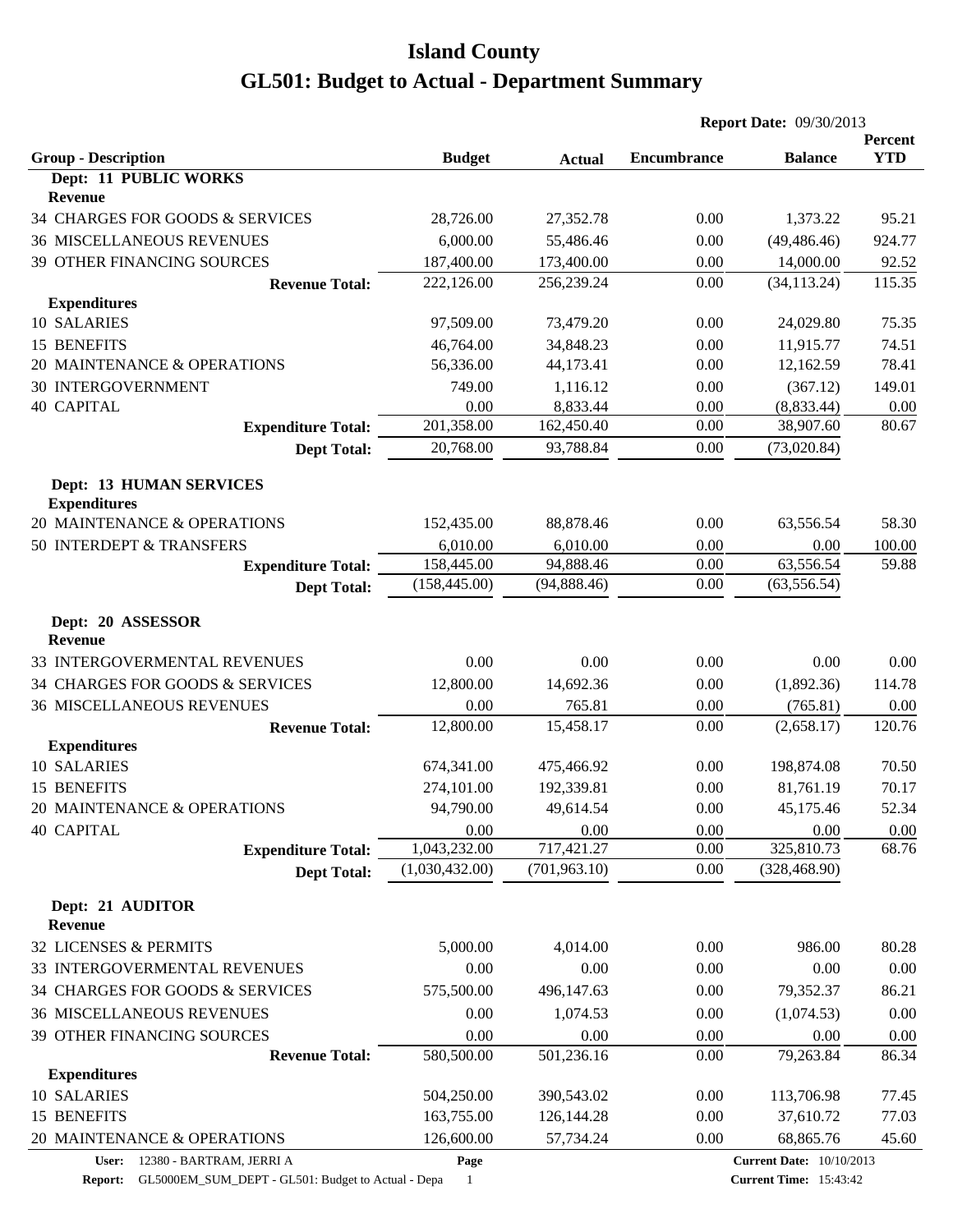# Island County
# GL501: Budget to Actual - Department Summary

**Report Date:** 09/30/2013

| Group - Description | Budget | Actual | Encumbrance | Balance | Percent YTD |
|---|---|---|---|---|---|
| **Dept: 11 PUBLIC WORKS** | | | | | |
| **Revenue** | | | | | |
| 34 CHARGES FOR GOODS & SERVICES | 28,726.00 | 27,352.78 | 0.00 | 1,373.22 | 95.21 |
| 36 MISCELLANEOUS REVENUES | 6,000.00 | 55,486.46 | 0.00 | (49,486.46) | 924.77 |
| 39 OTHER FINANCING SOURCES | 187,400.00 | 173,400.00 | 0.00 | 14,000.00 | 92.52 |
| **Revenue Total:** | 222,126.00 | 256,239.24 | 0.00 | (34,113.24) | 115.35 |
| **Expenditures** | | | | | |
| 10 SALARIES | 97,509.00 | 73,479.20 | 0.00 | 24,029.80 | 75.35 |
| 15 BENEFITS | 46,764.00 | 34,848.23 | 0.00 | 11,915.77 | 74.51 |
| 20 MAINTENANCE & OPERATIONS | 56,336.00 | 44,173.41 | 0.00 | 12,162.59 | 78.41 |
| 30 INTERGOVERNMENT | 749.00 | 1,116.12 | 0.00 | (367.12) | 149.01 |
| 40 CAPITAL | 0.00 | 8,833.44 | 0.00 | (8,833.44) | 0.00 |
| **Expenditure Total:** | 201,358.00 | 162,450.40 | 0.00 | 38,907.60 | 80.67 |
| **Dept Total:** | 20,768.00 | 93,788.84 | 0.00 | (73,020.84) | |
| **Dept: 13 HUMAN SERVICES** | | | | | |
| **Expenditures** | | | | | |
| 20 MAINTENANCE & OPERATIONS | 152,435.00 | 88,878.46 | 0.00 | 63,556.54 | 58.30 |
| 50 INTERDEPT & TRANSFERS | 6,010.00 | 6,010.00 | 0.00 | 0.00 | 100.00 |
| **Expenditure Total:** | 158,445.00 | 94,888.46 | 0.00 | 63,556.54 | 59.88 |
| **Dept Total:** | (158,445.00) | (94,888.46) | 0.00 | (63,556.54) | |
| **Dept: 20 ASSESSOR** | | | | | |
| **Revenue** | | | | | |
| 33 INTERGOVERMENTAL REVENUES | 0.00 | 0.00 | 0.00 | 0.00 | 0.00 |
| 34 CHARGES FOR GOODS & SERVICES | 12,800.00 | 14,692.36 | 0.00 | (1,892.36) | 114.78 |
| 36 MISCELLANEOUS REVENUES | 0.00 | 765.81 | 0.00 | (765.81) | 0.00 |
| **Revenue Total:** | 12,800.00 | 15,458.17 | 0.00 | (2,658.17) | 120.76 |
| **Expenditures** | | | | | |
| 10 SALARIES | 674,341.00 | 475,466.92 | 0.00 | 198,874.08 | 70.50 |
| 15 BENEFITS | 274,101.00 | 192,339.81 | 0.00 | 81,761.19 | 70.17 |
| 20 MAINTENANCE & OPERATIONS | 94,790.00 | 49,614.54 | 0.00 | 45,175.46 | 52.34 |
| 40 CAPITAL | 0.00 | 0.00 | 0.00 | 0.00 | 0.00 |
| **Expenditure Total:** | 1,043,232.00 | 717,421.27 | 0.00 | 325,810.73 | 68.76 |
| **Dept Total:** | (1,030,432.00) | (701,963.10) | 0.00 | (328,468.90) | |
| **Dept: 21 AUDITOR** | | | | | |
| **Revenue** | | | | | |
| 32 LICENSES & PERMITS | 5,000.00 | 4,014.00 | 0.00 | 986.00 | 80.28 |
| 33 INTERGOVERMENTAL REVENUES | 0.00 | 0.00 | 0.00 | 0.00 | 0.00 |
| 34 CHARGES FOR GOODS & SERVICES | 575,500.00 | 496,147.63 | 0.00 | 79,352.37 | 86.21 |
| 36 MISCELLANEOUS REVENUES | 0.00 | 1,074.53 | 0.00 | (1,074.53) | 0.00 |
| 39 OTHER FINANCING SOURCES | 0.00 | 0.00 | 0.00 | 0.00 | 0.00 |
| **Revenue Total:** | 580,500.00 | 501,236.16 | 0.00 | 79,263.84 | 86.34 |
| **Expenditures** | | | | | |
| 10 SALARIES | 504,250.00 | 390,543.02 | 0.00 | 113,706.98 | 77.45 |
| 15 BENEFITS | 163,755.00 | 126,144.28 | 0.00 | 37,610.72 | 77.03 |
| 20 MAINTENANCE & OPERATIONS | 126,600.00 | 57,734.24 | 0.00 | 68,865.76 | 45.60 |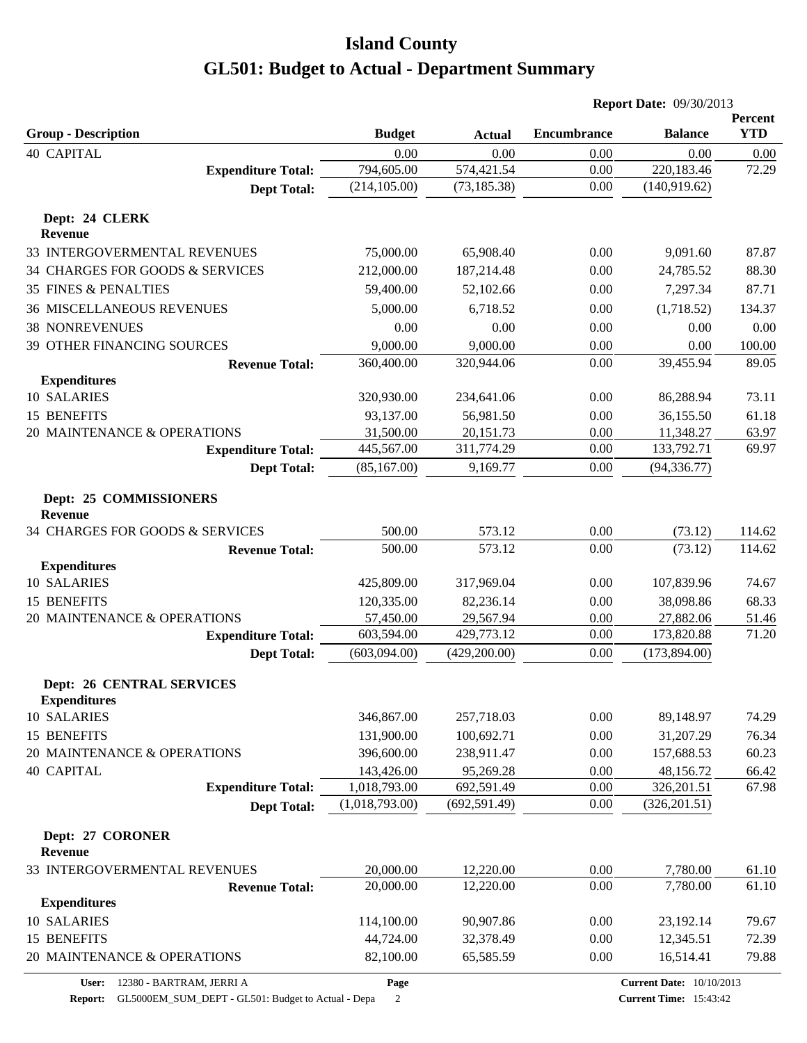# Island County

# GL501: Budget to Actual - Department Summary

**Report Date:** 09/30/2013

| Group - Description | Budget | Actual | Encumbrance | Balance | Percent YTD |
|---|---|---|---|---|---|
| 40 CAPITAL | 0.00 | 0.00 | 0.00 | 0.00 | 0.00 |
| **Expenditure Total:** | 794,605.00 | 574,421.54 | 0.00 | 220,183.46 | 72.29 |
| **Dept Total:** | (214,105.00) | (73,185.38) | 0.00 | (140,919.62) | |
| **Dept: 24 CLERK** | | | | | |
| **Revenue** | | | | | |
| 33 INTERGOVERMENTAL REVENUES | 75,000.00 | 65,908.40 | 0.00 | 9,091.60 | 87.87 |
| 34 CHARGES FOR GOODS & SERVICES | 212,000.00 | 187,214.48 | 0.00 | 24,785.52 | 88.30 |
| 35 FINES & PENALTIES | 59,400.00 | 52,102.66 | 0.00 | 7,297.34 | 87.71 |
| 36 MISCELLANEOUS REVENUES | 5,000.00 | 6,718.52 | 0.00 | (1,718.52) | 134.37 |
| 38 NONREVENUES | 0.00 | 0.00 | 0.00 | 0.00 | 0.00 |
| 39 OTHER FINANCING SOURCES | 9,000.00 | 9,000.00 | 0.00 | 0.00 | 100.00 |
| **Revenue Total:** | 360,400.00 | 320,944.06 | 0.00 | 39,455.94 | 89.05 |
| **Expenditures** | | | | | |
| 10 SALARIES | 320,930.00 | 234,641.06 | 0.00 | 86,288.94 | 73.11 |
| 15 BENEFITS | 93,137.00 | 56,981.50 | 0.00 | 36,155.50 | 61.18 |
| 20 MAINTENANCE & OPERATIONS | 31,500.00 | 20,151.73 | 0.00 | 11,348.27 | 63.97 |
| **Expenditure Total:** | 445,567.00 | 311,774.29 | 0.00 | 133,792.71 | 69.97 |
| **Dept Total:** | (85,167.00) | 9,169.77 | 0.00 | (94,336.77) | |
| **Dept: 25 COMMISSIONERS** | | | | | |
| **Revenue** | | | | | |
| 34 CHARGES FOR GOODS & SERVICES | 500.00 | 573.12 | 0.00 | (73.12) | 114.62 |
| **Revenue Total:** | 500.00 | 573.12 | 0.00 | (73.12) | 114.62 |
| **Expenditures** | | | | | |
| 10 SALARIES | 425,809.00 | 317,969.04 | 0.00 | 107,839.96 | 74.67 |
| 15 BENEFITS | 120,335.00 | 82,236.14 | 0.00 | 38,098.86 | 68.33 |
| 20 MAINTENANCE & OPERATIONS | 57,450.00 | 29,567.94 | 0.00 | 27,882.06 | 51.46 |
| **Expenditure Total:** | 603,594.00 | 429,773.12 | 0.00 | 173,820.88 | 71.20 |
| **Dept Total:** | (603,094.00) | (429,200.00) | 0.00 | (173,894.00) | |
| **Dept: 26 CENTRAL SERVICES** | | | | | |
| **Expenditures** | | | | | |
| 10 SALARIES | 346,867.00 | 257,718.03 | 0.00 | 89,148.97 | 74.29 |
| 15 BENEFITS | 131,900.00 | 100,692.71 | 0.00 | 31,207.29 | 76.34 |
| 20 MAINTENANCE & OPERATIONS | 396,600.00 | 238,911.47 | 0.00 | 157,688.53 | 60.23 |
| 40 CAPITAL | 143,426.00 | 95,269.28 | 0.00 | 48,156.72 | 66.42 |
| **Expenditure Total:** | 1,018,793.00 | 692,591.49 | 0.00 | 326,201.51 | 67.98 |
| **Dept Total:** | (1,018,793.00) | (692,591.49) | 0.00 | (326,201.51) | |
| **Dept: 27 CORONER** | | | | | |
| **Revenue** | | | | | |
| 33 INTERGOVERMENTAL REVENUES | 20,000.00 | 12,220.00 | 0.00 | 7,780.00 | 61.10 |
| **Revenue Total:** | 20,000.00 | 12,220.00 | 0.00 | 7,780.00 | 61.10 |
| **Expenditures** | | | | | |
| 10 SALARIES | 114,100.00 | 90,907.86 | 0.00 | 23,192.14 | 79.67 |
| 15 BENEFITS | 44,724.00 | 32,378.49 | 0.00 | 12,345.51 | 72.39 |
| 20 MAINTENANCE & OPERATIONS | 82,100.00 | 65,585.59 | 0.00 | 16,514.41 | 79.88 |

**User:** 12380 - BARTRAM, JERRI A
**Report:** GL5000EM_SUM_DEPT - GL501: Budget to Actual - Depa
**Current Date:** 10/10/2013
**Current Time:** 15:43:42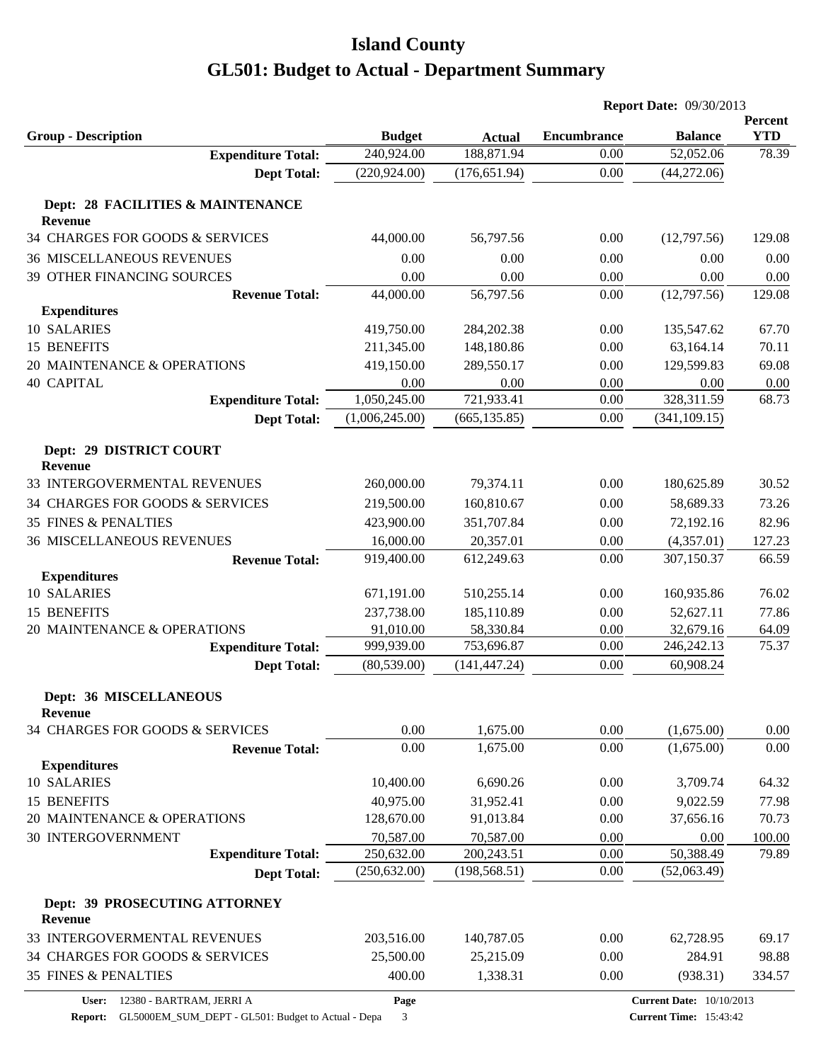# Island County

# GL501: Budget to Actual - Department Summary

**Report Date:** 09/30/2013

| Group - Description | Budget | Actual | Encumbrance | Balance | Percent YTD |
|---|---|---|---|---|---|
| **Expenditure Total:** | 240,924.00 | 188,871.94 | 0.00 | 52,052.06 | 78.39 |
| **Dept Total:** | (220,924.00) | (176,651.94) | 0.00 | (44,272.06) | |
| **Dept: 28 FACILITIES & MAINTENANCE** | | | | | |
| **Revenue** | | | | | |
| 34 CHARGES FOR GOODS & SERVICES | 44,000.00 | 56,797.56 | 0.00 | (12,797.56) | 129.08 |
| 36 MISCELLANEOUS REVENUES | 0.00 | 0.00 | 0.00 | 0.00 | 0.00 |
| 39 OTHER FINANCING SOURCES | 0.00 | 0.00 | 0.00 | 0.00 | 0.00 |
| **Revenue Total:** | 44,000.00 | 56,797.56 | 0.00 | (12,797.56) | 129.08 |
| **Expenditures** | | | | | |
| 10 SALARIES | 419,750.00 | 284,202.38 | 0.00 | 135,547.62 | 67.70 |
| 15 BENEFITS | 211,345.00 | 148,180.86 | 0.00 | 63,164.14 | 70.11 |
| 20 MAINTENANCE & OPERATIONS | 419,150.00 | 289,550.17 | 0.00 | 129,599.83 | 69.08 |
| 40 CAPITAL | 0.00 | 0.00 | 0.00 | 0.00 | 0.00 |
| **Expenditure Total:** | 1,050,245.00 | 721,933.41 | 0.00 | 328,311.59 | 68.73 |
| **Dept Total:** | (1,006,245.00) | (665,135.85) | 0.00 | (341,109.15) | |
| **Dept: 29 DISTRICT COURT** | | | | | |
| **Revenue** | | | | | |
| 33 INTERGOVERMENTAL REVENUES | 260,000.00 | 79,374.11 | 0.00 | 180,625.89 | 30.52 |
| 34 CHARGES FOR GOODS & SERVICES | 219,500.00 | 160,810.67 | 0.00 | 58,689.33 | 73.26 |
| 35 FINES & PENALTIES | 423,900.00 | 351,707.84 | 0.00 | 72,192.16 | 82.96 |
| 36 MISCELLANEOUS REVENUES | 16,000.00 | 20,357.01 | 0.00 | (4,357.01) | 127.23 |
| **Revenue Total:** | 919,400.00 | 612,249.63 | 0.00 | 307,150.37 | 66.59 |
| **Expenditures** | | | | | |
| 10 SALARIES | 671,191.00 | 510,255.14 | 0.00 | 160,935.86 | 76.02 |
| 15 BENEFITS | 237,738.00 | 185,110.89 | 0.00 | 52,627.11 | 77.86 |
| 20 MAINTENANCE & OPERATIONS | 91,010.00 | 58,330.84 | 0.00 | 32,679.16 | 64.09 |
| **Expenditure Total:** | 999,939.00 | 753,696.87 | 0.00 | 246,242.13 | 75.37 |
| **Dept Total:** | (80,539.00) | (141,447.24) | 0.00 | 60,908.24 | |
| **Dept: 36 MISCELLANEOUS** | | | | | |
| **Revenue** | | | | | |
| 34 CHARGES FOR GOODS & SERVICES | 0.00 | 1,675.00 | 0.00 | (1,675.00) | 0.00 |
| **Revenue Total:** | 0.00 | 1,675.00 | 0.00 | (1,675.00) | 0.00 |
| **Expenditures** | | | | | |
| 10 SALARIES | 10,400.00 | 6,690.26 | 0.00 | 3,709.74 | 64.32 |
| 15 BENEFITS | 40,975.00 | 31,952.41 | 0.00 | 9,022.59 | 77.98 |
| 20 MAINTENANCE & OPERATIONS | 128,670.00 | 91,013.84 | 0.00 | 37,656.16 | 70.73 |
| 30 INTERGOVERNMENT | 70,587.00 | 70,587.00 | 0.00 | 0.00 | 100.00 |
| **Expenditure Total:** | 250,632.00 | 200,243.51 | 0.00 | 50,388.49 | 79.89 |
| **Dept Total:** | (250,632.00) | (198,568.51) | 0.00 | (52,063.49) | |
| **Dept: 39 PROSECUTING ATTORNEY** | | | | | |
| **Revenue** | | | | | |
| 33 INTERGOVERMENTAL REVENUES | 203,516.00 | 140,787.05 | 0.00 | 62,728.95 | 69.17 |
| 34 CHARGES FOR GOODS & SERVICES | 25,500.00 | 25,215.09 | 0.00 | 284.91 | 98.88 |
| 35 FINES & PENALTIES | 400.00 | 1,338.31 | 0.00 | (938.31) | 334.57 |

User: 12380 - BARTRAM, JERRI A
Report: GL5000EM_SUM_DEPT - GL501: Budget to Actual - Depa
Current Date: 10/10/2013
Current Time: 15:43:42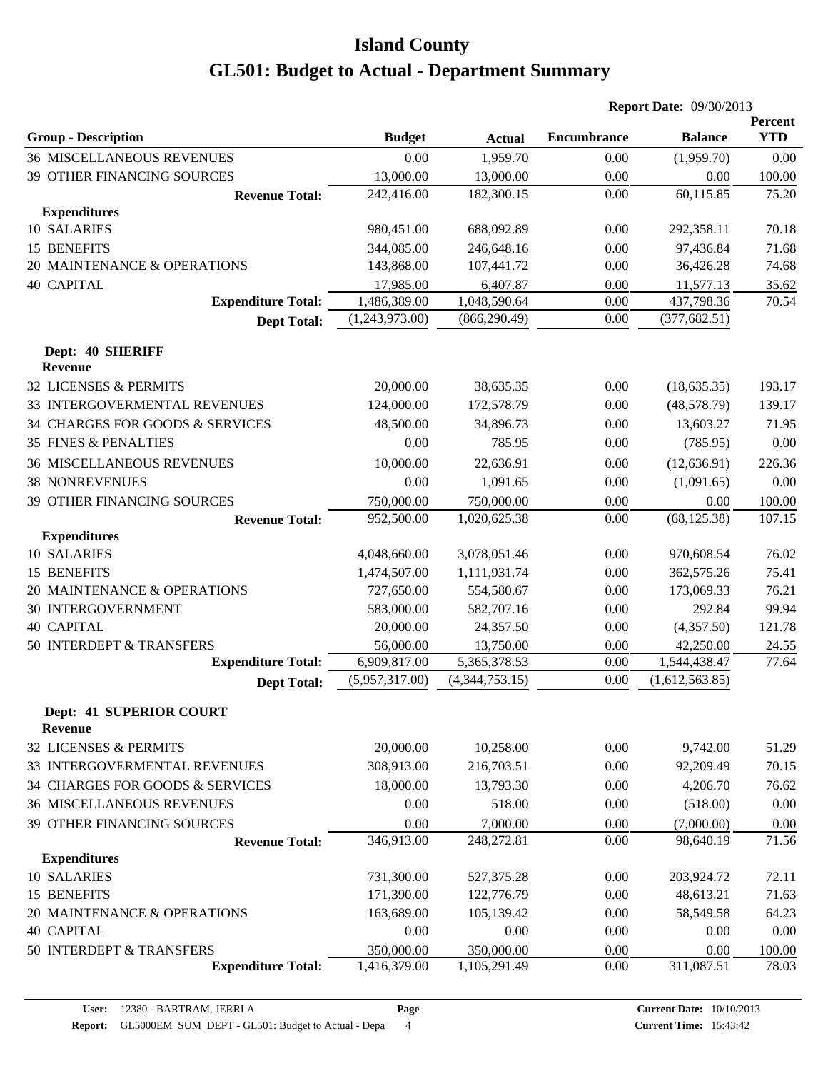# Island County

## GL501: Budget to Actual - Department Summary

**Report Date:** 09/30/2013

| Group - Description | Budget | Actual | Encumbrance | Balance | Percent YTD |
|---|---|---|---|---|---|
| 36 MISCELLANEOUS REVENUES | 0.00 | 1,959.70 | 0.00 | (1,959.70) | 0.00 |
| 39 OTHER FINANCING SOURCES | 13,000.00 | 13,000.00 | 0.00 | 0.00 | 100.00 |
| **Revenue Total:** | 242,416.00 | 182,300.15 | 0.00 | 60,115.85 | 75.20 |
| **Expenditures** | | | | | |
| 10 SALARIES | 980,451.00 | 688,092.89 | 0.00 | 292,358.11 | 70.18 |
| 15 BENEFITS | 344,085.00 | 246,648.16 | 0.00 | 97,436.84 | 71.68 |
| 20 MAINTENANCE & OPERATIONS | 143,868.00 | 107,441.72 | 0.00 | 36,426.28 | 74.68 |
| 40 CAPITAL | 17,985.00 | 6,407.87 | 0.00 | 11,577.13 | 35.62 |
| **Expenditure Total:** | 1,486,389.00 | 1,048,590.64 | 0.00 | 437,798.36 | 70.54 |
| **Dept Total:** | (1,243,973.00) | (866,290.49) | 0.00 | (377,682.51) | |
| **Dept: 40 SHERIFF** | | | | | |
| **Revenue** | | | | | |
| 32 LICENSES & PERMITS | 20,000.00 | 38,635.35 | 0.00 | (18,635.35) | 193.17 |
| 33 INTERGOVERMENTAL REVENUES | 124,000.00 | 172,578.79 | 0.00 | (48,578.79) | 139.17 |
| 34 CHARGES FOR GOODS & SERVICES | 48,500.00 | 34,896.73 | 0.00 | 13,603.27 | 71.95 |
| 35 FINES & PENALTIES | 0.00 | 785.95 | 0.00 | (785.95) | 0.00 |
| 36 MISCELLANEOUS REVENUES | 10,000.00 | 22,636.91 | 0.00 | (12,636.91) | 226.36 |
| 38 NONREVENUES | 0.00 | 1,091.65 | 0.00 | (1,091.65) | 0.00 |
| 39 OTHER FINANCING SOURCES | 750,000.00 | 750,000.00 | 0.00 | 0.00 | 100.00 |
| **Revenue Total:** | 952,500.00 | 1,020,625.38 | 0.00 | (68,125.38) | 107.15 |
| **Expenditures** | | | | | |
| 10 SALARIES | 4,048,660.00 | 3,078,051.46 | 0.00 | 970,608.54 | 76.02 |
| 15 BENEFITS | 1,474,507.00 | 1,111,931.74 | 0.00 | 362,575.26 | 75.41 |
| 20 MAINTENANCE & OPERATIONS | 727,650.00 | 554,580.67 | 0.00 | 173,069.33 | 76.21 |
| 30 INTERGOVERNMENT | 583,000.00 | 582,707.16 | 0.00 | 292.84 | 99.94 |
| 40 CAPITAL | 20,000.00 | 24,357.50 | 0.00 | (4,357.50) | 121.78 |
| 50 INTERDEPT & TRANSFERS | 56,000.00 | 13,750.00 | 0.00 | 42,250.00 | 24.55 |
| **Expenditure Total:** | 6,909,817.00 | 5,365,378.53 | 0.00 | 1,544,438.47 | 77.64 |
| **Dept Total:** | (5,957,317.00) | (4,344,753.15) | 0.00 | (1,612,563.85) | |
| **Dept: 41 SUPERIOR COURT** | | | | | |
| **Revenue** | | | | | |
| 32 LICENSES & PERMITS | 20,000.00 | 10,258.00 | 0.00 | 9,742.00 | 51.29 |
| 33 INTERGOVERMENTAL REVENUES | 308,913.00 | 216,703.51 | 0.00 | 92,209.49 | 70.15 |
| 34 CHARGES FOR GOODS & SERVICES | 18,000.00 | 13,793.30 | 0.00 | 4,206.70 | 76.62 |
| 36 MISCELLANEOUS REVENUES | 0.00 | 518.00 | 0.00 | (518.00) | 0.00 |
| 39 OTHER FINANCING SOURCES | 0.00 | 7,000.00 | 0.00 | (7,000.00) | 0.00 |
| **Revenue Total:** | 346,913.00 | 248,272.81 | 0.00 | 98,640.19 | 71.56 |
| **Expenditures** | | | | | |
| 10 SALARIES | 731,300.00 | 527,375.28 | 0.00 | 203,924.72 | 72.11 |
| 15 BENEFITS | 171,390.00 | 122,776.79 | 0.00 | 48,613.21 | 71.63 |
| 20 MAINTENANCE & OPERATIONS | 163,689.00 | 105,139.42 | 0.00 | 58,549.58 | 64.23 |
| 40 CAPITAL | 0.00 | 0.00 | 0.00 | 0.00 | 0.00 |
| 50 INTERDEPT & TRANSFERS | 350,000.00 | 350,000.00 | 0.00 | 0.00 | 100.00 |
| **Expenditure Total:** | 1,416,379.00 | 1,105,291.49 | 0.00 | 311,087.51 | 78.03 |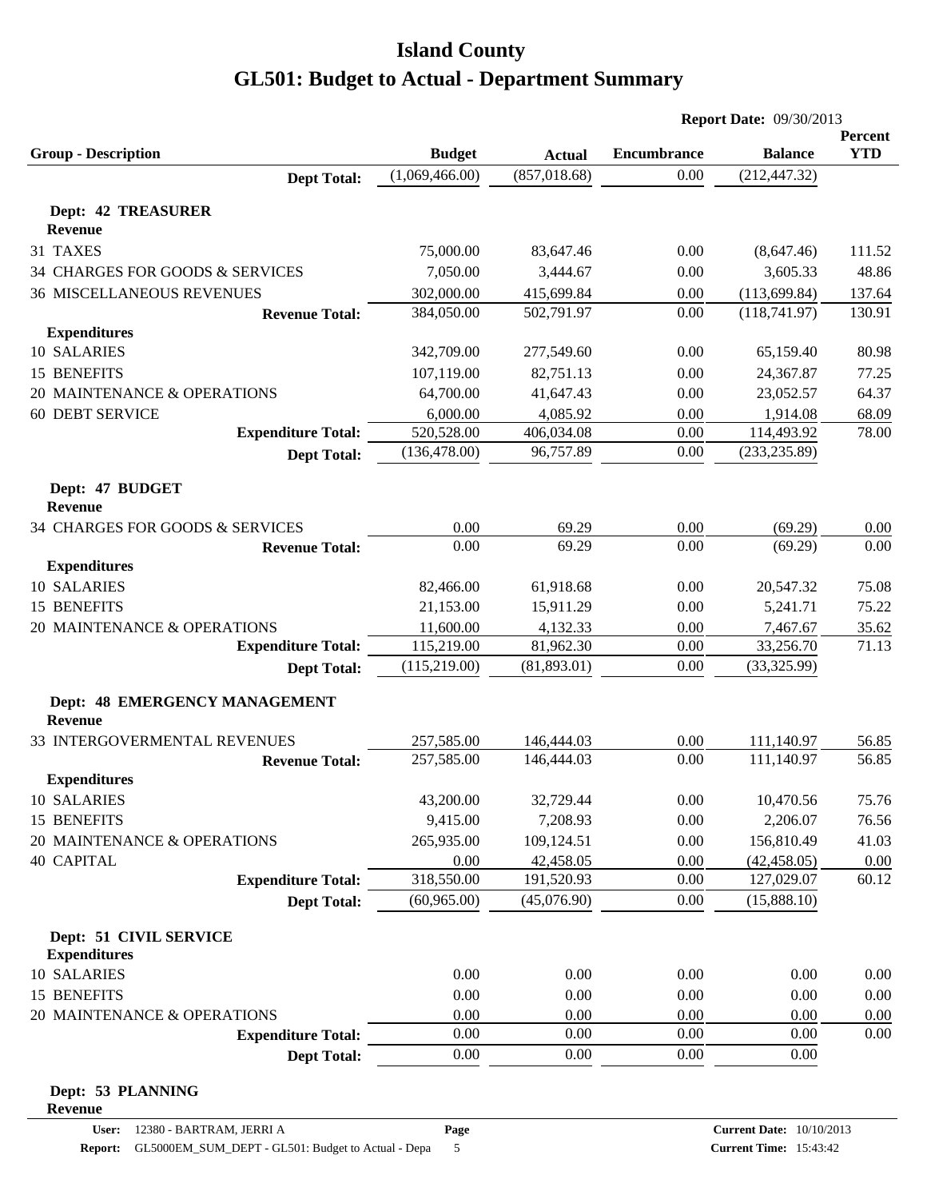# Island County

## GL501: Budget to Actual - Department Summary

**Report Date:** 09/30/2013

| Group - Description | Budget | Actual | Encumbrance | Balance | Percent YTD |
|---|---|---|---|---|---|
| **Dept Total:** | (1,069,466.00) | (857,018.68) | 0.00 | (212,447.32) | |
| **Dept: 42 TREASURER** | | | | | |
| **Revenue** | | | | | |
| 31 TAXES | 75,000.00 | 83,647.46 | 0.00 | (8,647.46) | 111.52 |
| 34 CHARGES FOR GOODS & SERVICES | 7,050.00 | 3,444.67 | 0.00 | 3,605.33 | 48.86 |
| 36 MISCELLANEOUS REVENUES | 302,000.00 | 415,699.84 | 0.00 | (113,699.84) | 137.64 |
| **Revenue Total:** | 384,050.00 | 502,791.97 | 0.00 | (118,741.97) | 130.91 |
| **Expenditures** | | | | | |
| 10 SALARIES | 342,709.00 | 277,549.60 | 0.00 | 65,159.40 | 80.98 |
| 15 BENEFITS | 107,119.00 | 82,751.13 | 0.00 | 24,367.87 | 77.25 |
| 20 MAINTENANCE & OPERATIONS | 64,700.00 | 41,647.43 | 0.00 | 23,052.57 | 64.37 |
| 60 DEBT SERVICE | 6,000.00 | 4,085.92 | 0.00 | 1,914.08 | 68.09 |
| **Expenditure Total:** | 520,528.00 | 406,034.08 | 0.00 | 114,493.92 | 78.00 |
| **Dept Total:** | (136,478.00) | 96,757.89 | 0.00 | (233,235.89) | |
| **Dept: 47 BUDGET** | | | | | |
| **Revenue** | | | | | |
| 34 CHARGES FOR GOODS & SERVICES | 0.00 | 69.29 | 0.00 | (69.29) | 0.00 |
| **Revenue Total:** | 0.00 | 69.29 | 0.00 | (69.29) | 0.00 |
| **Expenditures** | | | | | |
| 10 SALARIES | 82,466.00 | 61,918.68 | 0.00 | 20,547.32 | 75.08 |
| 15 BENEFITS | 21,153.00 | 15,911.29 | 0.00 | 5,241.71 | 75.22 |
| 20 MAINTENANCE & OPERATIONS | 11,600.00 | 4,132.33 | 0.00 | 7,467.67 | 35.62 |
| **Expenditure Total:** | 115,219.00 | 81,962.30 | 0.00 | 33,256.70 | 71.13 |
| **Dept Total:** | (115,219.00) | (81,893.01) | 0.00 | (33,325.99) | |
| **Dept: 48 EMERGENCY MANAGEMENT** | | | | | |
| **Revenue** | | | | | |
| 33 INTERGOVERMENTAL REVENUES | 257,585.00 | 146,444.03 | 0.00 | 111,140.97 | 56.85 |
| **Revenue Total:** | 257,585.00 | 146,444.03 | 0.00 | 111,140.97 | 56.85 |
| **Expenditures** | | | | | |
| 10 SALARIES | 43,200.00 | 32,729.44 | 0.00 | 10,470.56 | 75.76 |
| 15 BENEFITS | 9,415.00 | 7,208.93 | 0.00 | 2,206.07 | 76.56 |
| 20 MAINTENANCE & OPERATIONS | 265,935.00 | 109,124.51 | 0.00 | 156,810.49 | 41.03 |
| 40 CAPITAL | 0.00 | 42,458.05 | 0.00 | (42,458.05) | 0.00 |
| **Expenditure Total:** | 318,550.00 | 191,520.93 | 0.00 | 127,029.07 | 60.12 |
| **Dept Total:** | (60,965.00) | (45,076.90) | 0.00 | (15,888.10) | |
| **Dept: 51 CIVIL SERVICE** | | | | | |
| **Expenditures** | | | | | |
| 10 SALARIES | 0.00 | 0.00 | 0.00 | 0.00 | 0.00 |
| 15 BENEFITS | 0.00 | 0.00 | 0.00 | 0.00 | 0.00 |
| 20 MAINTENANCE & OPERATIONS | 0.00 | 0.00 | 0.00 | 0.00 | 0.00 |
| **Expenditure Total:** | 0.00 | 0.00 | 0.00 | 0.00 | 0.00 |
| **Dept Total:** | 0.00 | 0.00 | 0.00 | 0.00 | |
| **Dept: 53 PLANNING** | | | | | |
| **Revenue** | | | | | |

User: 12380 - BARTRAM, JERRI A
Report: GL5000EM_SUM_DEPT - GL501: Budget to Actual - Depa
Current Date: 10/10/2013
Current Time: 15:43:42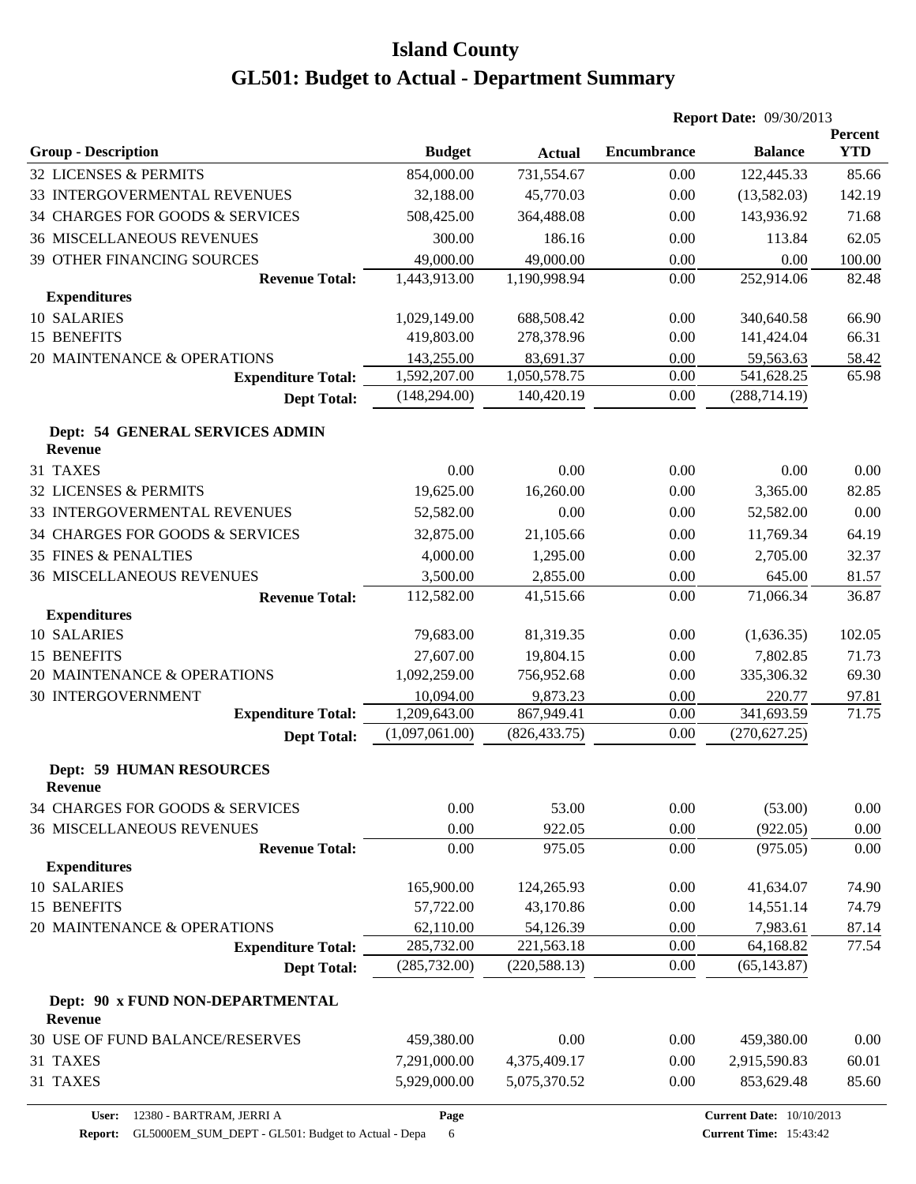# Island County

# GL501: Budget to Actual - Department Summary

**Report Date:** 09/30/2013

| Group - Description | Budget | Actual | Encumbrance | Balance | Percent YTD |
|---|---|---|---|---|---|
| 32 LICENSES & PERMITS | 854,000.00 | 731,554.67 | 0.00 | 122,445.33 | 85.66 |
| 33 INTERGOVERMENTAL REVENUES | 32,188.00 | 45,770.03 | 0.00 | (13,582.03) | 142.19 |
| 34 CHARGES FOR GOODS & SERVICES | 508,425.00 | 364,488.08 | 0.00 | 143,936.92 | 71.68 |
| 36 MISCELLANEOUS REVENUES | 300.00 | 186.16 | 0.00 | 113.84 | 62.05 |
| 39 OTHER FINANCING SOURCES | 49,000.00 | 49,000.00 | 0.00 | 0.00 | 100.00 |
| **Revenue Total:** | 1,443,913.00 | 1,190,998.94 | 0.00 | 252,914.06 | 82.48 |
| **Expenditures** | | | | | |
| 10 SALARIES | 1,029,149.00 | 688,508.42 | 0.00 | 340,640.58 | 66.90 |
| 15 BENEFITS | 419,803.00 | 278,378.96 | 0.00 | 141,424.04 | 66.31 |
| 20 MAINTENANCE & OPERATIONS | 143,255.00 | 83,691.37 | 0.00 | 59,563.63 | 58.42 |
| **Expenditure Total:** | 1,592,207.00 | 1,050,578.75 | 0.00 | 541,628.25 | 65.98 |
| **Dept Total:** | (148,294.00) | 140,420.19 | 0.00 | (288,714.19) | |

## Dept: 54 GENERAL SERVICES ADMIN

| Group - Description | Budget | Actual | Encumbrance | Balance | Percent YTD |
|---|---|---|---|---|---|
| **Revenue** | | | | | |
| 31 TAXES | 0.00 | 0.00 | 0.00 | 0.00 | 0.00 |
| 32 LICENSES & PERMITS | 19,625.00 | 16,260.00 | 0.00 | 3,365.00 | 82.85 |
| 33 INTERGOVERMENTAL REVENUES | 52,582.00 | 0.00 | 0.00 | 52,582.00 | 0.00 |
| 34 CHARGES FOR GOODS & SERVICES | 32,875.00 | 21,105.66 | 0.00 | 11,769.34 | 64.19 |
| 35 FINES & PENALTIES | 4,000.00 | 1,295.00 | 0.00 | 2,705.00 | 32.37 |
| 36 MISCELLANEOUS REVENUES | 3,500.00 | 2,855.00 | 0.00 | 645.00 | 81.57 |
| **Revenue Total:** | 112,582.00 | 41,515.66 | 0.00 | 71,066.34 | 36.87 |
| **Expenditures** | | | | | |
| 10 SALARIES | 79,683.00 | 81,319.35 | 0.00 | (1,636.35) | 102.05 |
| 15 BENEFITS | 27,607.00 | 19,804.15 | 0.00 | 7,802.85 | 71.73 |
| 20 MAINTENANCE & OPERATIONS | 1,092,259.00 | 756,952.68 | 0.00 | 335,306.32 | 69.30 |
| 30 INTERGOVERNMENT | 10,094.00 | 9,873.23 | 0.00 | 220.77 | 97.81 |
| **Expenditure Total:** | 1,209,643.00 | 867,949.41 | 0.00 | 341,693.59 | 71.75 |
| **Dept Total:** | (1,097,061.00) | (826,433.75) | 0.00 | (270,627.25) | |

## Dept: 59 HUMAN RESOURCES

| Group - Description | Budget | Actual | Encumbrance | Balance | Percent YTD |
|---|---|---|---|---|---|
| **Revenue** | | | | | |
| 34 CHARGES FOR GOODS & SERVICES | 0.00 | 53.00 | 0.00 | (53.00) | 0.00 |
| 36 MISCELLANEOUS REVENUES | 0.00 | 922.05 | 0.00 | (922.05) | 0.00 |
| **Revenue Total:** | 0.00 | 975.05 | 0.00 | (975.05) | 0.00 |
| **Expenditures** | | | | | |
| 10 SALARIES | 165,900.00 | 124,265.93 | 0.00 | 41,634.07 | 74.90 |
| 15 BENEFITS | 57,722.00 | 43,170.86 | 0.00 | 14,551.14 | 74.79 |
| 20 MAINTENANCE & OPERATIONS | 62,110.00 | 54,126.39 | 0.00 | 7,983.61 | 87.14 |
| **Expenditure Total:** | 285,732.00 | 221,563.18 | 0.00 | 64,168.82 | 77.54 |
| **Dept Total:** | (285,732.00) | (220,588.13) | 0.00 | (65,143.87) | |

## Dept: 90 x FUND NON-DEPARTMENTAL

| Group - Description | Budget | Actual | Encumbrance | Balance | Percent YTD |
|---|---|---|---|---|---|
| **Revenue** | | | | | |
| 30 USE OF FUND BALANCE/RESERVES | 459,380.00 | 0.00 | 0.00 | 459,380.00 | 0.00 |
| 31 TAXES | 7,291,000.00 | 4,375,409.17 | 0.00 | 2,915,590.83 | 60.01 |
| 31 TAXES | 5,929,000.00 | 5,075,370.52 | 0.00 | 853,629.48 | 85.60 |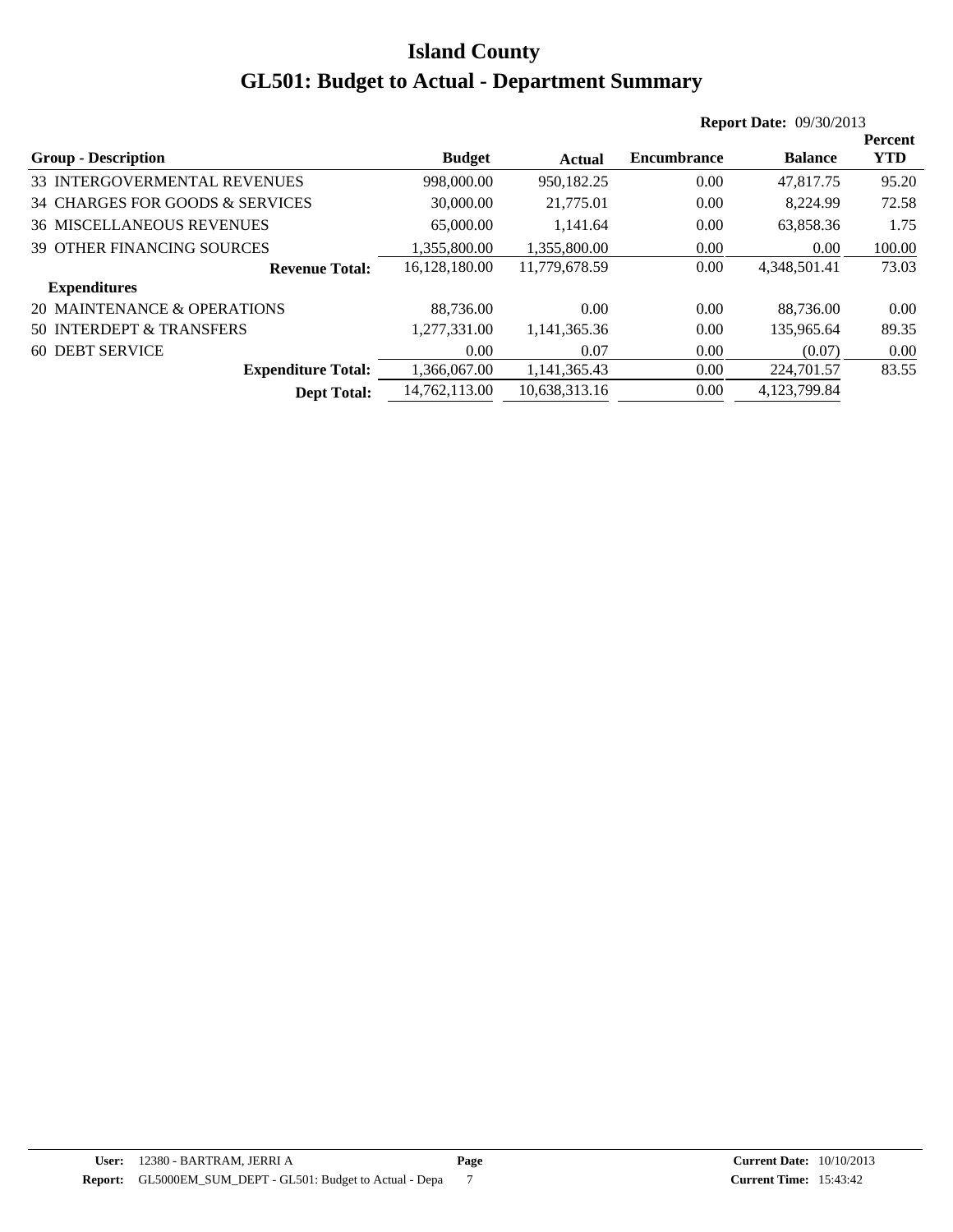# Island County

# GL501: Budget to Actual - Department Summary

**Report Date:** 09/30/2013

| Group - Description | Budget | Actual | Encumbrance | Balance | Percent YTD |
|---|---|---|---|---|---|
| 33 INTERGOVERMENTAL REVENUES | 998,000.00 | 950,182.25 | 0.00 | 47,817.75 | 95.20 |
| 34 CHARGES FOR GOODS & SERVICES | 30,000.00 | 21,775.01 | 0.00 | 8,224.99 | 72.58 |
| 36 MISCELLANEOUS REVENUES | 65,000.00 | 1,141.64 | 0.00 | 63,858.36 | 1.75 |
| 39 OTHER FINANCING SOURCES | 1,355,800.00 | 1,355,800.00 | 0.00 | 0.00 | 100.00 |
| **Revenue Total:** | 16,128,180.00 | 11,779,678.59 | 0.00 | 4,348,501.41 | 73.03 |
| **Expenditures** | | | | | |
| 20 MAINTENANCE & OPERATIONS | 88,736.00 | 0.00 | 0.00 | 88,736.00 | 0.00 |
| 50 INTERDEPT & TRANSFERS | 1,277,331.00 | 1,141,365.36 | 0.00 | 135,965.64 | 89.35 |
| 60 DEBT SERVICE | 0.00 | 0.07 | 0.00 | (0.07) | 0.00 |
| **Expenditure Total:** | 1,366,067.00 | 1,141,365.43 | 0.00 | 224,701.57 | 83.55 |
| **Dept Total:** | 14,762,113.00 | 10,638,313.16 | 0.00 | 4,123,799.84 | |

**User:** 12380 - BARTRAM, JERRI A
**Report:** GL5000EM_SUM_DEPT - GL501: Budget to Actual - Depa
**Page** 7
**Current Date:** 10/10/2013
**Current Time:** 15:43:42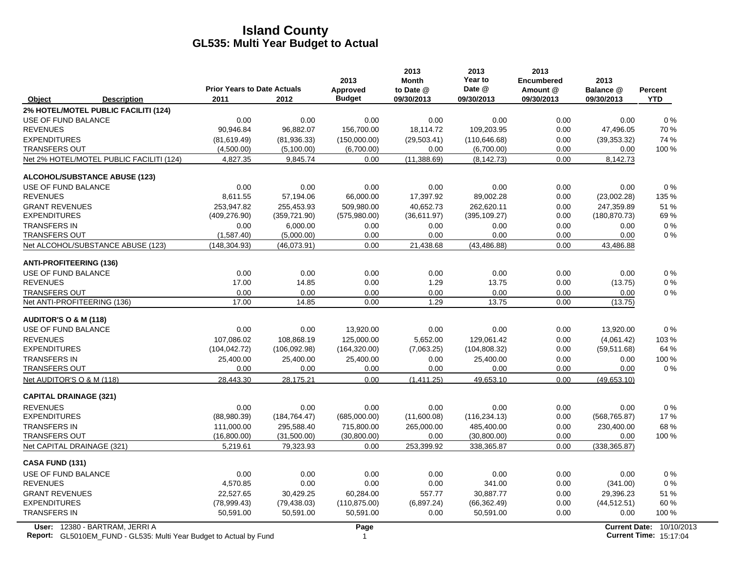# Island County
## GL535: Multi Year Budget to Actual

| Object | Description | Prior Years to Date Actuals 2011 | 2012 | 2013 Approved Budget | 2013 Month to Date @ 09/30/2013 | 2013 Year to Date @ 09/30/2013 | 2013 Encumbered Amount @ 09/30/2013 | 2013 Balance @ 09/30/2013 | Percent YTD |
|---|---|---|---|---|---|---|---|---|---|
| **2% HOTEL/MOTEL PUBLIC FACILITI (124)** | | | | | | | | | |
| USE OF FUND BALANCE | | 0.00 | 0.00 | 0.00 | 0.00 | 0.00 | 0.00 | 0.00 | 0 % |
| REVENUES | | 90,946.84 | 96,882.07 | 156,700.00 | 18,114.72 | 109,203.95 | 0.00 | 47,496.05 | 70 % |
| EXPENDITURES | | (81,619.49) | (81,936.33) | (150,000.00) | (29,503.41) | (110,646.68) | 0.00 | (39,353.32) | 74 % |
| TRANSFERS OUT | | (4,500.00) | (5,100.00) | (6,700.00) | 0.00 | (6,700.00) | 0.00 | 0.00 | 100 % |
| Net 2% HOTEL/MOTEL PUBLIC FACILITI (124) | | 4,827.35 | 9,845.74 | 0.00 | (11,388.69) | (8,142.73) | 0.00 | 8,142.73 | |
| **ALCOHOL/SUBSTANCE ABUSE (123)** | | | | | | | | | |
| USE OF FUND BALANCE | | 0.00 | 0.00 | 0.00 | 0.00 | 0.00 | 0.00 | 0.00 | 0 % |
| REVENUES | | 8,611.55 | 57,194.06 | 66,000.00 | 17,397.92 | 89,002.28 | 0.00 | (23,002.28) | 135 % |
| GRANT REVENUES | | 253,947.82 | 255,453.93 | 509,980.00 | 40,652.73 | 262,620.11 | 0.00 | 247,359.89 | 51 % |
| EXPENDITURES | | (409,276.90) | (359,721.90) | (575,980.00) | (36,611.97) | (395,109.27) | 0.00 | (180,870.73) | 69 % |
| TRANSFERS IN | | 0.00 | 6,000.00 | 0.00 | 0.00 | 0.00 | 0.00 | 0.00 | 0 % |
| TRANSFERS OUT | | (1,587.40) | (5,000.00) | 0.00 | 0.00 | 0.00 | 0.00 | 0.00 | 0 % |
| Net ALCOHOL/SUBSTANCE ABUSE (123) | | (148,304.93) | (46,073.91) | 0.00 | 21,438.68 | (43,486.88) | 0.00 | 43,486.88 | |
| **ANTI-PROFITEERING (136)** | | | | | | | | | |
| USE OF FUND BALANCE | | 0.00 | 0.00 | 0.00 | 0.00 | 0.00 | 0.00 | 0.00 | 0 % |
| REVENUES | | 17.00 | 14.85 | 0.00 | 1.29 | 13.75 | 0.00 | (13.75) | 0 % |
| TRANSFERS OUT | | 0.00 | 0.00 | 0.00 | 0.00 | 0.00 | 0.00 | 0.00 | 0 % |
| Net ANTI-PROFITEERING (136) | | 17.00 | 14.85 | 0.00 | 1.29 | 13.75 | 0.00 | (13.75) | |
| **AUDITOR'S O & M (118)** | | | | | | | | | |
| USE OF FUND BALANCE | | 0.00 | 0.00 | 13,920.00 | 0.00 | 0.00 | 0.00 | 13,920.00 | 0 % |
| REVENUES | | 107,086.02 | 108,868.19 | 125,000.00 | 5,652.00 | 129,061.42 | 0.00 | (4,061.42) | 103 % |
| EXPENDITURES | | (104,042.72) | (106,092.98) | (164,320.00) | (7,063.25) | (104,808.32) | 0.00 | (59,511.68) | 64 % |
| TRANSFERS IN | | 25,400.00 | 25,400.00 | 25,400.00 | 0.00 | 25,400.00 | 0.00 | 0.00 | 100 % |
| TRANSFERS OUT | | 0.00 | 0.00 | 0.00 | 0.00 | 0.00 | 0.00 | 0.00 | 0 % |
| Net AUDITOR'S O & M (118) | | 28,443.30 | 28,175.21 | 0.00 | (1,411.25) | 49,653.10 | 0.00 | (49,653.10) | |
| **CAPITAL DRAINAGE (321)** | | | | | | | | | |
| REVENUES | | 0.00 | 0.00 | 0.00 | 0.00 | 0.00 | 0.00 | 0.00 | 0 % |
| EXPENDITURES | | (88,980.39) | (184,764.47) | (685,000.00) | (11,600.08) | (116,234.13) | 0.00 | (568,765.87) | 17 % |
| TRANSFERS IN | | 111,000.00 | 295,588.40 | 715,800.00 | 265,000.00 | 485,400.00 | 0.00 | 230,400.00 | 68 % |
| TRANSFERS OUT | | (16,800.00) | (31,500.00) | (30,800.00) | 0.00 | (30,800.00) | 0.00 | 0.00 | 100 % |
| Net CAPITAL DRAINAGE (321) | | 5,219.61 | 79,323.93 | 0.00 | 253,399.92 | 338,365.87 | 0.00 | (338,365.87) | |
| **CASA FUND (131)** | | | | | | | | | |
| USE OF FUND BALANCE | | 0.00 | 0.00 | 0.00 | 0.00 | 0.00 | 0.00 | 0.00 | 0 % |
| REVENUES | | 4,570.85 | 0.00 | 0.00 | 0.00 | 341.00 | 0.00 | (341.00) | 0 % |
| GRANT REVENUES | | 22,527.65 | 30,429.25 | 60,284.00 | 557.77 | 30,887.77 | 0.00 | 29,396.23 | 51 % |
| EXPENDITURES | | (78,999.43) | (79,438.03) | (110,875.00) | (6,897.24) | (66,362.49) | 0.00 | (44,512.51) | 60 % |
| TRANSFERS IN | | 50,591.00 | 50,591.00 | 50,591.00 | 0.00 | 50,591.00 | 0.00 | 0.00 | 100 % |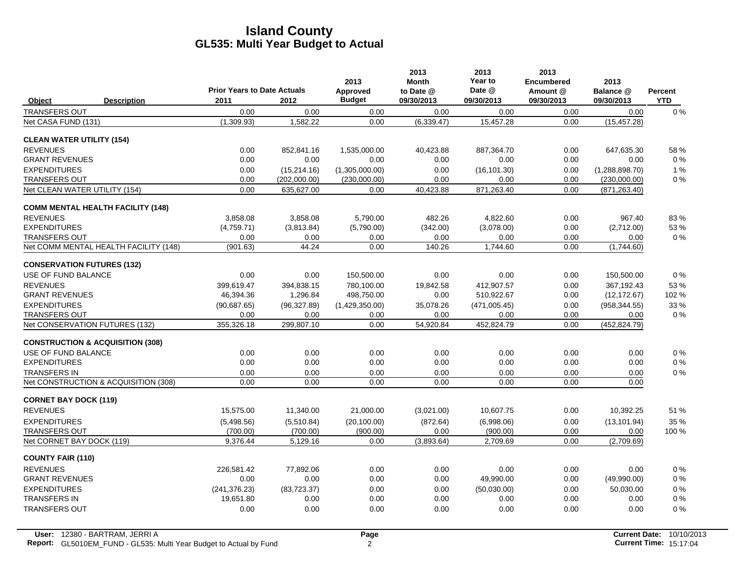# Island County
## GL535: Multi Year Budget to Actual

| Object | Description | Prior Years to Date Actuals 2011 | 2012 | 2013 Approved Budget | 2013 Month to Date @ 09/30/2013 | 2013 Year to Date @ 09/30/2013 | 2013 Encumbered Amount @ 09/30/2013 | 2013 Balance @ 09/30/2013 | Percent YTD |
|---|---|---|---|---|---|---|---|---|---|
| TRANSFERS OUT | | 0.00 | 0.00 | 0.00 | 0.00 | 0.00 | 0.00 | 0.00 | 0 % |
| Net CASA FUND (131) | | (1,309.93) | 1,582.22 | 0.00 | (6,339.47) | 15,457.28 | 0.00 | (15,457.28) | |
| **CLEAN WATER UTILITY (154)** | | | | | | | | | |
| REVENUES | | 0.00 | 852,841.16 | 1,535,000.00 | 40,423.88 | 887,364.70 | 0.00 | 647,635.30 | 58 % |
| GRANT REVENUES | | 0.00 | 0.00 | 0.00 | 0.00 | 0.00 | 0.00 | 0.00 | 0 % |
| EXPENDITURES | | 0.00 | (15,214.16) | (1,305,000.00) | 0.00 | (16,101.30) | 0.00 | (1,288,898.70) | 1 % |
| TRANSFERS OUT | | 0.00 | (202,000.00) | (230,000.00) | 0.00 | 0.00 | 0.00 | (230,000.00) | 0 % |
| Net CLEAN WATER UTILITY (154) | | 0.00 | 635,627.00 | 0.00 | 40,423.88 | 871,263.40 | 0.00 | (871,263.40) | |
| **COMM MENTAL HEALTH FACILITY (148)** | | | | | | | | | |
| REVENUES | | 3,858.08 | 3,858.08 | 5,790.00 | 482.26 | 4,822.60 | 0.00 | 967.40 | 83 % |
| EXPENDITURES | | (4,759.71) | (3,813.84) | (5,790.00) | (342.00) | (3,078.00) | 0.00 | (2,712.00) | 53 % |
| TRANSFERS OUT | | 0.00 | 0.00 | 0.00 | 0.00 | 0.00 | 0.00 | 0.00 | 0 % |
| Net COMM MENTAL HEALTH FACILITY (148) | | (901.63) | 44.24 | 0.00 | 140.26 | 1,744.60 | 0.00 | (1,744.60) | |
| **CONSERVATION FUTURES (132)** | | | | | | | | | |
| USE OF FUND BALANCE | | 0.00 | 0.00 | 150,500.00 | 0.00 | 0.00 | 0.00 | 150,500.00 | 0 % |
| REVENUES | | 399,619.47 | 394,838.15 | 780,100.00 | 19,842.58 | 412,907.57 | 0.00 | 367,192.43 | 53 % |
| GRANT REVENUES | | 46,394.36 | 1,296.84 | 498,750.00 | 0.00 | 510,922.67 | 0.00 | (12,172.67) | 102 % |
| EXPENDITURES | | (90,687.65) | (96,327.89) | (1,429,350.00) | 35,078.26 | (471,005.45) | 0.00 | (958,344.55) | 33 % |
| TRANSFERS OUT | | 0.00 | 0.00 | 0.00 | 0.00 | 0.00 | 0.00 | 0.00 | 0 % |
| Net CONSERVATION FUTURES (132) | | 355,326.18 | 299,807.10 | 0.00 | 54,920.84 | 452,824.79 | 0.00 | (452,824.79) | |
| **CONSTRUCTION & ACQUISITION (308)** | | | | | | | | | |
| USE OF FUND BALANCE | | 0.00 | 0.00 | 0.00 | 0.00 | 0.00 | 0.00 | 0.00 | 0 % |
| EXPENDITURES | | 0.00 | 0.00 | 0.00 | 0.00 | 0.00 | 0.00 | 0.00 | 0 % |
| TRANSFERS IN | | 0.00 | 0.00 | 0.00 | 0.00 | 0.00 | 0.00 | 0.00 | 0 % |
| Net CONSTRUCTION & ACQUISITION (308) | | 0.00 | 0.00 | 0.00 | 0.00 | 0.00 | 0.00 | 0.00 | |
| **CORNET BAY DOCK (119)** | | | | | | | | | |
| REVENUES | | 15,575.00 | 11,340.00 | 21,000.00 | (3,021.00) | 10,607.75 | 0.00 | 10,392.25 | 51 % |
| EXPENDITURES | | (5,498.56) | (5,510.84) | (20,100.00) | (872.64) | (6,998.06) | 0.00 | (13,101.94) | 35 % |
| TRANSFERS OUT | | (700.00) | (700.00) | (900.00) | 0.00 | (900.00) | 0.00 | 0.00 | 100 % |
| Net CORNET BAY DOCK (119) | | 9,376.44 | 5,129.16 | 0.00 | (3,893.64) | 2,709.69 | 0.00 | (2,709.69) | |
| **COUNTY FAIR (110)** | | | | | | | | | |
| REVENUES | | 226,581.42 | 77,892.06 | 0.00 | 0.00 | 0.00 | 0.00 | 0.00 | 0 % |
| GRANT REVENUES | | 0.00 | 0.00 | 0.00 | 0.00 | 49,990.00 | 0.00 | (49,990.00) | 0 % |
| EXPENDITURES | | (241,376.23) | (83,723.37) | 0.00 | 0.00 | (50,030.00) | 0.00 | 50,030.00 | 0 % |
| TRANSFERS IN | | 19,651.80 | 0.00 | 0.00 | 0.00 | 0.00 | 0.00 | 0.00 | 0 % |
| TRANSFERS OUT | | 0.00 | 0.00 | 0.00 | 0.00 | 0.00 | 0.00 | 0.00 | 0 % |

**User:** 12380 - BARTRAM, JERRI A
**Report:** GL5010EM_FUND - GL535: Multi Year Budget to Actual by Fund

**Current Date:** 10/10/2013
**Current Time:** 15:17:04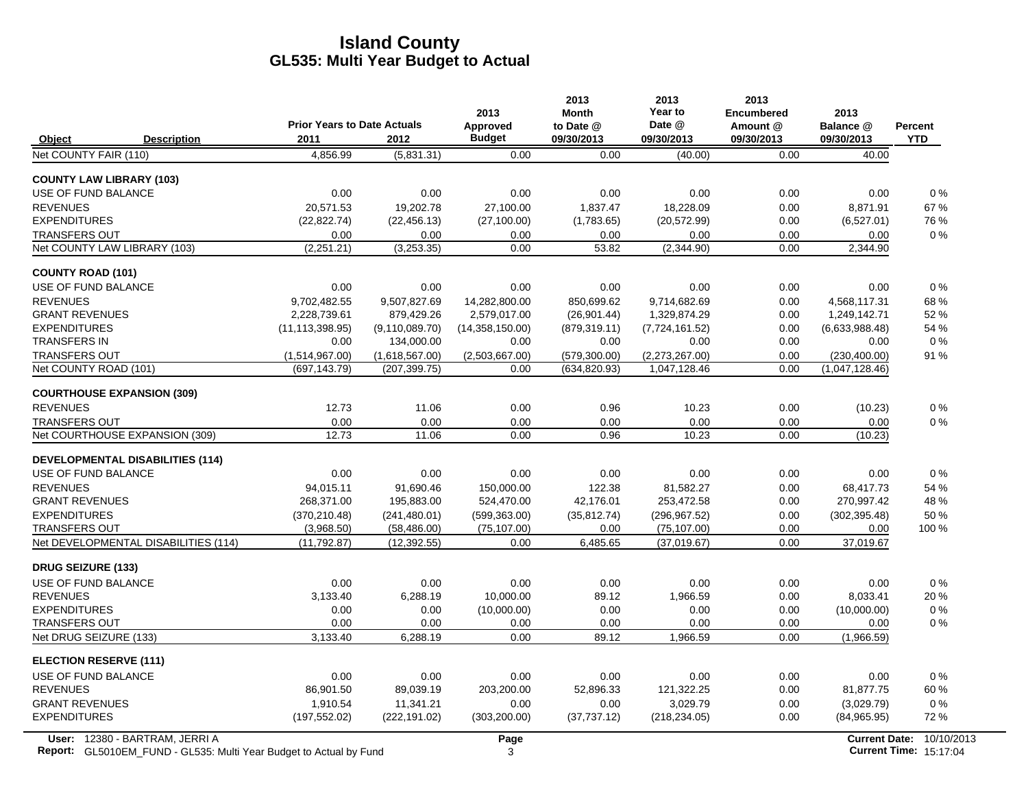# Island County
## GL535: Multi Year Budget to Actual

| Object | Description | Prior Years to Date Actuals 2011 | 2012 | 2013 Approved Budget | 2013 Month to Date @ 09/30/2013 | 2013 Year to Date @ 09/30/2013 | 2013 Encumbered Amount @ 09/30/2013 | 2013 Balance @ 09/30/2013 | Percent YTD |
|---|---|---|---|---|---|---|---|---|---|
| Net COUNTY FAIR (110) | | 4,856.99 | (5,831.31) | 0.00 | 0.00 | (40.00) | 0.00 | 40.00 | |
| **COUNTY LAW LIBRARY (103)** | | | | | | | | | |
| USE OF FUND BALANCE | | 0.00 | 0.00 | 0.00 | 0.00 | 0.00 | 0.00 | 0.00 | 0 % |
| REVENUES | | 20,571.53 | 19,202.78 | 27,100.00 | 1,837.47 | 18,228.09 | 0.00 | 8,871.91 | 67 % |
| EXPENDITURES | | (22,822.74) | (22,456.13) | (27,100.00) | (1,783.65) | (20,572.99) | 0.00 | (6,527.01) | 76 % |
| TRANSFERS OUT | | 0.00 | 0.00 | 0.00 | 0.00 | 0.00 | 0.00 | 0.00 | 0 % |
| Net COUNTY LAW LIBRARY (103) | | (2,251.21) | (3,253.35) | 0.00 | 53.82 | (2,344.90) | 0.00 | 2,344.90 | |
| **COUNTY ROAD (101)** | | | | | | | | | |
| USE OF FUND BALANCE | | 0.00 | 0.00 | 0.00 | 0.00 | 0.00 | 0.00 | 0.00 | 0 % |
| REVENUES | | 9,702,482.55 | 9,507,827.69 | 14,282,800.00 | 850,699.62 | 9,714,682.69 | 0.00 | 4,568,117.31 | 68 % |
| GRANT REVENUES | | 2,228,739.61 | 879,429.26 | 2,579,017.00 | (26,901.44) | 1,329,874.29 | 0.00 | 1,249,142.71 | 52 % |
| EXPENDITURES | | (11,113,398.95) | (9,110,089.70) | (14,358,150.00) | (879,319.11) | (7,724,161.52) | 0.00 | (6,633,988.48) | 54 % |
| TRANSFERS IN | | 0.00 | 134,000.00 | 0.00 | 0.00 | 0.00 | 0.00 | 0.00 | 0 % |
| TRANSFERS OUT | | (1,514,967.00) | (1,618,567.00) | (2,503,667.00) | (579,300.00) | (2,273,267.00) | 0.00 | (230,400.00) | 91 % |
| Net COUNTY ROAD (101) | | (697,143.79) | (207,399.75) | 0.00 | (634,820.93) | 1,047,128.46 | 0.00 | (1,047,128.46) | |
| **COURTHOUSE EXPANSION (309)** | | | | | | | | | |
| REVENUES | | 12.73 | 11.06 | 0.00 | 0.96 | 10.23 | 0.00 | (10.23) | 0 % |
| TRANSFERS OUT | | 0.00 | 0.00 | 0.00 | 0.00 | 0.00 | 0.00 | 0.00 | 0 % |
| Net COURTHOUSE EXPANSION (309) | | 12.73 | 11.06 | 0.00 | 0.96 | 10.23 | 0.00 | (10.23) | |
| **DEVELOPMENTAL DISABILITIES (114)** | | | | | | | | | |
| USE OF FUND BALANCE | | 0.00 | 0.00 | 0.00 | 0.00 | 0.00 | 0.00 | 0.00 | 0 % |
| REVENUES | | 94,015.11 | 91,690.46 | 150,000.00 | 122.38 | 81,582.27 | 0.00 | 68,417.73 | 54 % |
| GRANT REVENUES | | 268,371.00 | 195,883.00 | 524,470.00 | 42,176.01 | 253,472.58 | 0.00 | 270,997.42 | 48 % |
| EXPENDITURES | | (370,210.48) | (241,480.01) | (599,363.00) | (35,812.74) | (296,967.52) | 0.00 | (302,395.48) | 50 % |
| TRANSFERS OUT | | (3,968.50) | (58,486.00) | (75,107.00) | 0.00 | (75,107.00) | 0.00 | 0.00 | 100 % |
| Net DEVELOPMENTAL DISABILITIES (114) | | (11,792.87) | (12,392.55) | 0.00 | 6,485.65 | (37,019.67) | 0.00 | 37,019.67 | |
| **DRUG SEIZURE (133)** | | | | | | | | | |
| USE OF FUND BALANCE | | 0.00 | 0.00 | 0.00 | 0.00 | 0.00 | 0.00 | 0.00 | 0 % |
| REVENUES | | 3,133.40 | 6,288.19 | 10,000.00 | 89.12 | 1,966.59 | 0.00 | 8,033.41 | 20 % |
| EXPENDITURES | | 0.00 | 0.00 | (10,000.00) | 0.00 | 0.00 | 0.00 | (10,000.00) | 0 % |
| TRANSFERS OUT | | 0.00 | 0.00 | 0.00 | 0.00 | 0.00 | 0.00 | 0.00 | 0 % |
| Net DRUG SEIZURE (133) | | 3,133.40 | 6,288.19 | 0.00 | 89.12 | 1,966.59 | 0.00 | (1,966.59) | |
| **ELECTION RESERVE (111)** | | | | | | | | | |
| USE OF FUND BALANCE | | 0.00 | 0.00 | 0.00 | 0.00 | 0.00 | 0.00 | 0.00 | 0 % |
| REVENUES | | 86,901.50 | 89,039.19 | 203,200.00 | 52,896.33 | 121,322.25 | 0.00 | 81,877.75 | 60 % |
| GRANT REVENUES | | 1,910.54 | 11,341.21 | 0.00 | 0.00 | 3,029.79 | 0.00 | (3,029.79) | 0 % |
| EXPENDITURES | | (197,552.02) | (222,191.02) | (303,200.00) | (37,737.12) | (218,234.05) | 0.00 | (84,965.95) | 72 % |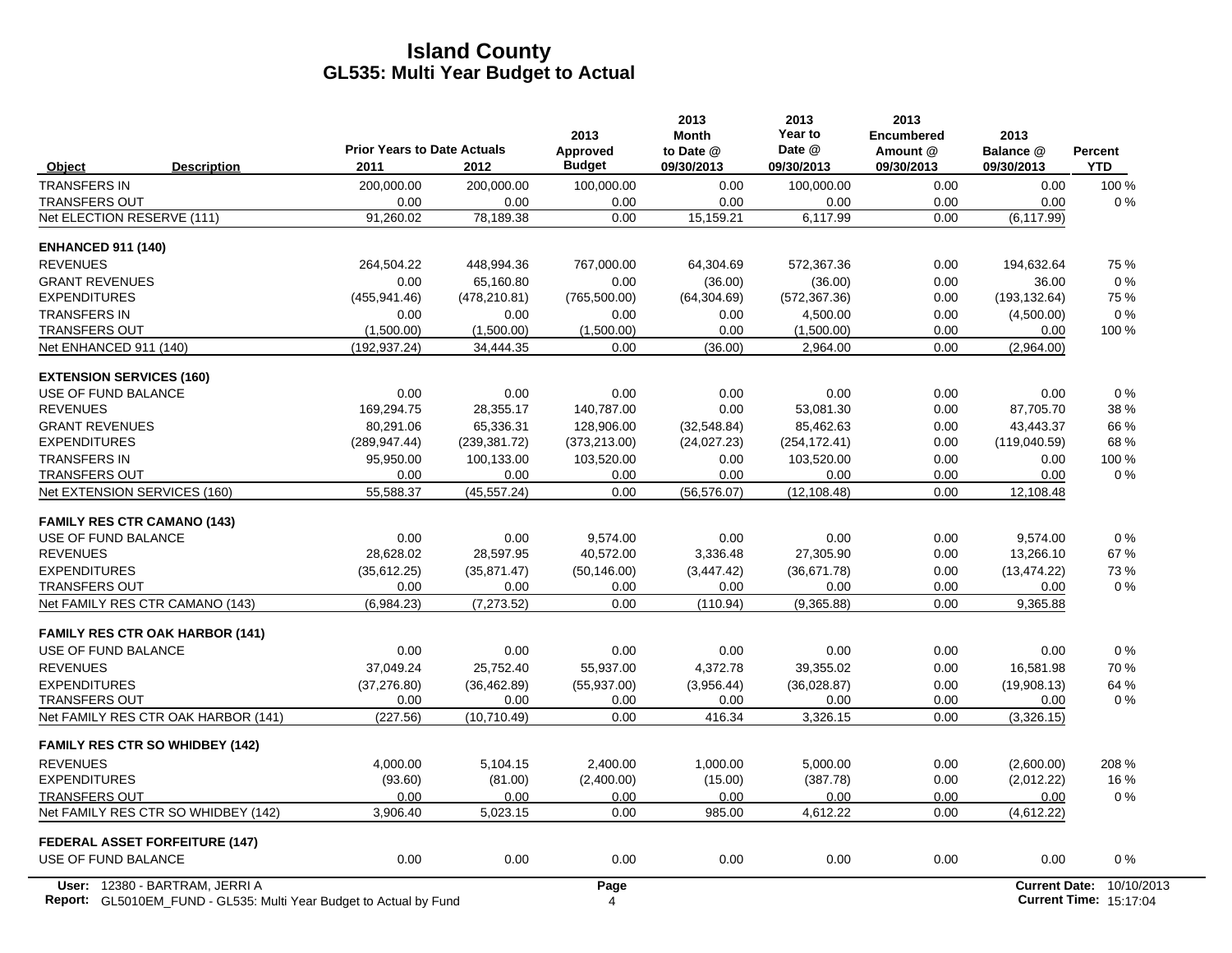# Island County
## GL535: Multi Year Budget to Actual

| Object | Description | Prior Years to Date Actuals 2011 | 2012 | 2013 Approved Budget | 2013 Month to Date @ 09/30/2013 | 2013 Year to Date @ 09/30/2013 | 2013 Encumbered Amount @ 09/30/2013 | 2013 Balance @ 09/30/2013 | Percent YTD |
|---|---|---|---|---|---|---|---|---|---|
| TRANSFERS IN | | 200,000.00 | 200,000.00 | 100,000.00 | 0.00 | 100,000.00 | 0.00 | 0.00 | 100 % |
| TRANSFERS OUT | | 0.00 | 0.00 | 0.00 | 0.00 | 0.00 | 0.00 | 0.00 | 0 % |
| Net ELECTION RESERVE (111) | | 91,260.02 | 78,189.38 | 0.00 | 15,159.21 | 6,117.99 | 0.00 | (6,117.99) | |
| **ENHANCED 911 (140)** | | | | | | | | | |
| REVENUES | | 264,504.22 | 448,994.36 | 767,000.00 | 64,304.69 | 572,367.36 | 0.00 | 194,632.64 | 75 % |
| GRANT REVENUES | | 0.00 | 65,160.80 | 0.00 | (36.00) | (36.00) | 0.00 | 36.00 | 0 % |
| EXPENDITURES | | (455,941.46) | (478,210.81) | (765,500.00) | (64,304.69) | (572,367.36) | 0.00 | (193,132.64) | 75 % |
| TRANSFERS IN | | 0.00 | 0.00 | 0.00 | 0.00 | 4,500.00 | 0.00 | (4,500.00) | 0 % |
| TRANSFERS OUT | | (1,500.00) | (1,500.00) | (1,500.00) | 0.00 | (1,500.00) | 0.00 | 0.00 | 100 % |
| Net ENHANCED 911 (140) | | (192,937.24) | 34,444.35 | 0.00 | (36.00) | 2,964.00 | 0.00 | (2,964.00) | |
| **EXTENSION SERVICES (160)** | | | | | | | | | |
| USE OF FUND BALANCE | | 0.00 | 0.00 | 0.00 | 0.00 | 0.00 | 0.00 | 0.00 | 0 % |
| REVENUES | | 169,294.75 | 28,355.17 | 140,787.00 | 0.00 | 53,081.30 | 0.00 | 87,705.70 | 38 % |
| GRANT REVENUES | | 80,291.06 | 65,336.31 | 128,906.00 | (32,548.84) | 85,462.63 | 0.00 | 43,443.37 | 66 % |
| EXPENDITURES | | (289,947.44) | (239,381.72) | (373,213.00) | (24,027.23) | (254,172.41) | 0.00 | (119,040.59) | 68 % |
| TRANSFERS IN | | 95,950.00 | 100,133.00 | 103,520.00 | 0.00 | 103,520.00 | 0.00 | 0.00 | 100 % |
| TRANSFERS OUT | | 0.00 | 0.00 | 0.00 | 0.00 | 0.00 | 0.00 | 0.00 | 0 % |
| Net EXTENSION SERVICES (160) | | 55,588.37 | (45,557.24) | 0.00 | (56,576.07) | (12,108.48) | 0.00 | 12,108.48 | |
| **FAMILY RES CTR CAMANO (143)** | | | | | | | | | |
| USE OF FUND BALANCE | | 0.00 | 0.00 | 9,574.00 | 0.00 | 0.00 | 0.00 | 9,574.00 | 0 % |
| REVENUES | | 28,628.02 | 28,597.95 | 40,572.00 | 3,336.48 | 27,305.90 | 0.00 | 13,266.10 | 67 % |
| EXPENDITURES | | (35,612.25) | (35,871.47) | (50,146.00) | (3,447.42) | (36,671.78) | 0.00 | (13,474.22) | 73 % |
| TRANSFERS OUT | | 0.00 | 0.00 | 0.00 | 0.00 | 0.00 | 0.00 | 0.00 | 0 % |
| Net FAMILY RES CTR CAMANO (143) | | (6,984.23) | (7,273.52) | 0.00 | (110.94) | (9,365.88) | 0.00 | 9,365.88 | |
| **FAMILY RES CTR OAK HARBOR (141)** | | | | | | | | | |
| USE OF FUND BALANCE | | 0.00 | 0.00 | 0.00 | 0.00 | 0.00 | 0.00 | 0.00 | 0 % |
| REVENUES | | 37,049.24 | 25,752.40 | 55,937.00 | 4,372.78 | 39,355.02 | 0.00 | 16,581.98 | 70 % |
| EXPENDITURES | | (37,276.80) | (36,462.89) | (55,937.00) | (3,956.44) | (36,028.87) | 0.00 | (19,908.13) | 64 % |
| TRANSFERS OUT | | 0.00 | 0.00 | 0.00 | 0.00 | 0.00 | 0.00 | 0.00 | 0 % |
| Net FAMILY RES CTR OAK HARBOR (141) | | (227.56) | (10,710.49) | 0.00 | 416.34 | 3,326.15 | 0.00 | (3,326.15) | |
| **FAMILY RES CTR SO WHIDBEY (142)** | | | | | | | | | |
| REVENUES | | 4,000.00 | 5,104.15 | 2,400.00 | 1,000.00 | 5,000.00 | 0.00 | (2,600.00) | 208 % |
| EXPENDITURES | | (93.60) | (81.00) | (2,400.00) | (15.00) | (387.78) | 0.00 | (2,012.22) | 16 % |
| TRANSFERS OUT | | 0.00 | 0.00 | 0.00 | 0.00 | 0.00 | 0.00 | 0.00 | 0 % |
| Net FAMILY RES CTR SO WHIDBEY (142) | | 3,906.40 | 5,023.15 | 0.00 | 985.00 | 4,612.22 | 0.00 | (4,612.22) | |
| **FEDERAL ASSET FORFEITURE (147)** | | | | | | | | | |
| USE OF FUND BALANCE | | 0.00 | 0.00 | 0.00 | 0.00 | 0.00 | 0.00 | 0.00 | 0 % |

User: 12380 - BARTRAM, JERRI A
Report: GL5010EM_FUND - GL535: Multi Year Budget to Actual by Fund
Current Date: 10/10/2013
Current Time: 15:17:04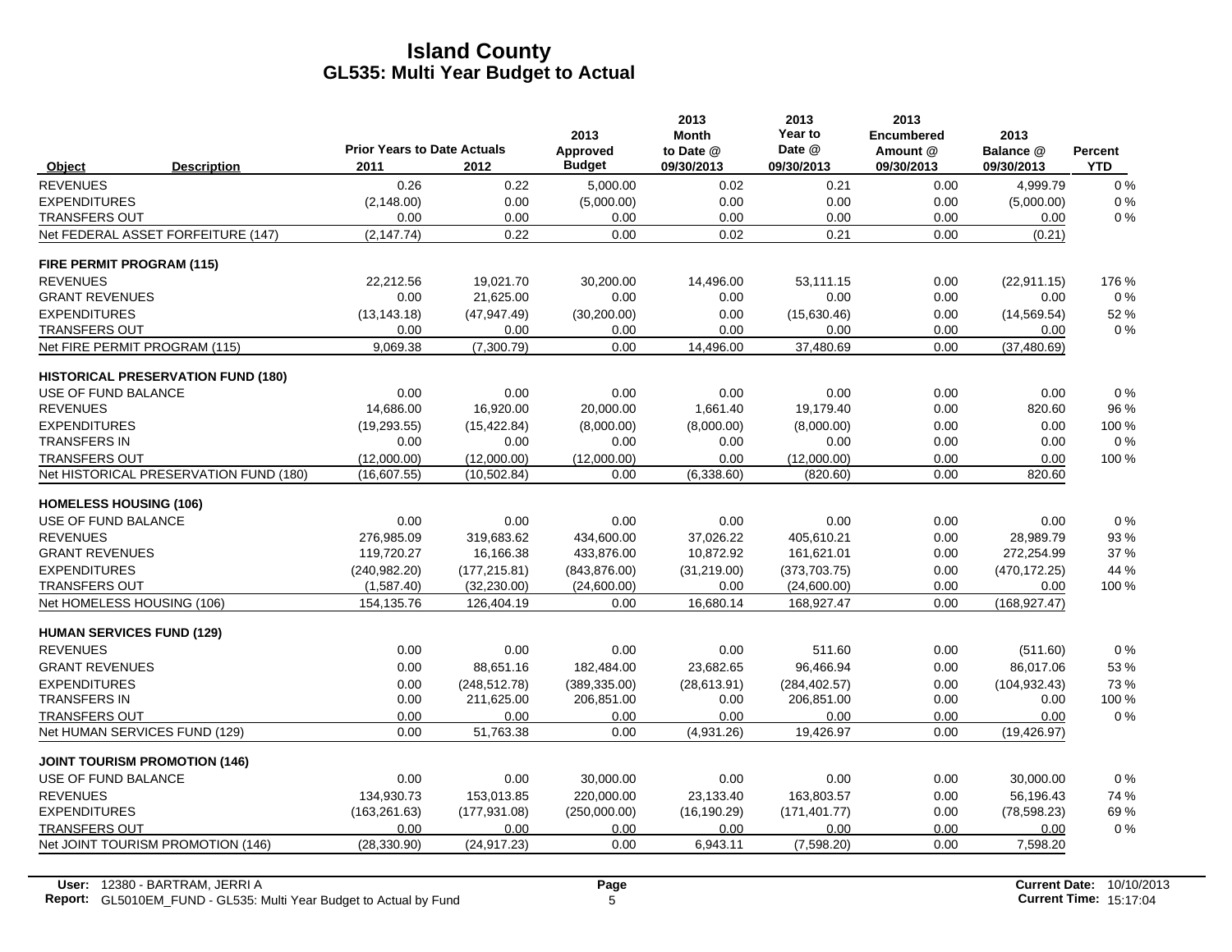# Island County
## GL535: Multi Year Budget to Actual

| Object | Description | Prior Years to Date Actuals 2011 | 2012 | 2013 Approved Budget | 2013 Month to Date @ 09/30/2013 | 2013 Year to Date @ 09/30/2013 | 2013 Encumbered Amount @ 09/30/2013 | 2013 Balance @ 09/30/2013 | Percent YTD |
|---|---|---|---|---|---|---|---|---|---|
| REVENUES | | 0.26 | 0.22 | 5,000.00 | 0.02 | 0.21 | 0.00 | 4,999.79 | 0 % |
| EXPENDITURES | | (2,148.00) | 0.00 | (5,000.00) | 0.00 | 0.00 | 0.00 | (5,000.00) | 0 % |
| TRANSFERS OUT | | 0.00 | 0.00 | 0.00 | 0.00 | 0.00 | 0.00 | 0.00 | 0 % |
| Net FEDERAL ASSET FORFEITURE (147) | | (2,147.74) | 0.22 | 0.00 | 0.02 | 0.21 | 0.00 | (0.21) | |
| **FIRE PERMIT PROGRAM (115)** | | | | | | | | | |
| REVENUES | | 22,212.56 | 19,021.70 | 30,200.00 | 14,496.00 | 53,111.15 | 0.00 | (22,911.15) | 176 % |
| GRANT REVENUES | | 0.00 | 21,625.00 | 0.00 | 0.00 | 0.00 | 0.00 | 0.00 | 0 % |
| EXPENDITURES | | (13,143.18) | (47,947.49) | (30,200.00) | 0.00 | (15,630.46) | 0.00 | (14,569.54) | 52 % |
| TRANSFERS OUT | | 0.00 | 0.00 | 0.00 | 0.00 | 0.00 | 0.00 | 0.00 | 0 % |
| Net FIRE PERMIT PROGRAM (115) | | 9,069.38 | (7,300.79) | 0.00 | 14,496.00 | 37,480.69 | 0.00 | (37,480.69) | |
| **HISTORICAL PRESERVATION FUND (180)** | | | | | | | | | |
| USE OF FUND BALANCE | | 0.00 | 0.00 | 0.00 | 0.00 | 0.00 | 0.00 | 0.00 | 0 % |
| REVENUES | | 14,686.00 | 16,920.00 | 20,000.00 | 1,661.40 | 19,179.40 | 0.00 | 820.60 | 96 % |
| EXPENDITURES | | (19,293.55) | (15,422.84) | (8,000.00) | (8,000.00) | (8,000.00) | 0.00 | 0.00 | 100 % |
| TRANSFERS IN | | 0.00 | 0.00 | 0.00 | 0.00 | 0.00 | 0.00 | 0.00 | 0 % |
| TRANSFERS OUT | | (12,000.00) | (12,000.00) | (12,000.00) | 0.00 | (12,000.00) | 0.00 | 0.00 | 100 % |
| Net HISTORICAL PRESERVATION FUND (180) | | (16,607.55) | (10,502.84) | 0.00 | (6,338.60) | (820.60) | 0.00 | 820.60 | |
| **HOMELESS HOUSING (106)** | | | | | | | | | |
| USE OF FUND BALANCE | | 0.00 | 0.00 | 0.00 | 0.00 | 0.00 | 0.00 | 0.00 | 0 % |
| REVENUES | | 276,985.09 | 319,683.62 | 434,600.00 | 37,026.22 | 405,610.21 | 0.00 | 28,989.79 | 93 % |
| GRANT REVENUES | | 119,720.27 | 16,166.38 | 433,876.00 | 10,872.92 | 161,621.01 | 0.00 | 272,254.99 | 37 % |
| EXPENDITURES | | (240,982.20) | (177,215.81) | (843,876.00) | (31,219.00) | (373,703.75) | 0.00 | (470,172.25) | 44 % |
| TRANSFERS OUT | | (1,587.40) | (32,230.00) | (24,600.00) | 0.00 | (24,600.00) | 0.00 | 0.00 | 100 % |
| Net HOMELESS HOUSING (106) | | 154,135.76 | 126,404.19 | 0.00 | 16,680.14 | 168,927.47 | 0.00 | (168,927.47) | |
| **HUMAN SERVICES FUND (129)** | | | | | | | | | |
| REVENUES | | 0.00 | 0.00 | 0.00 | 0.00 | 511.60 | 0.00 | (511.60) | 0 % |
| GRANT REVENUES | | 0.00 | 88,651.16 | 182,484.00 | 23,682.65 | 96,466.94 | 0.00 | 86,017.06 | 53 % |
| EXPENDITURES | | 0.00 | (248,512.78) | (389,335.00) | (28,613.91) | (284,402.57) | 0.00 | (104,932.43) | 73 % |
| TRANSFERS IN | | 0.00 | 211,625.00 | 206,851.00 | 0.00 | 206,851.00 | 0.00 | 0.00 | 100 % |
| TRANSFERS OUT | | 0.00 | 0.00 | 0.00 | 0.00 | 0.00 | 0.00 | 0.00 | 0 % |
| Net HUMAN SERVICES FUND (129) | | 0.00 | 51,763.38 | 0.00 | (4,931.26) | 19,426.97 | 0.00 | (19,426.97) | |
| **JOINT TOURISM PROMOTION (146)** | | | | | | | | | |
| USE OF FUND BALANCE | | 0.00 | 0.00 | 30,000.00 | 0.00 | 0.00 | 0.00 | 30,000.00 | 0 % |
| REVENUES | | 134,930.73 | 153,013.85 | 220,000.00 | 23,133.40 | 163,803.57 | 0.00 | 56,196.43 | 74 % |
| EXPENDITURES | | (163,261.63) | (177,931.08) | (250,000.00) | (16,190.29) | (171,401.77) | 0.00 | (78,598.23) | 69 % |
| TRANSFERS OUT | | 0.00 | 0.00 | 0.00 | 0.00 | 0.00 | 0.00 | 0.00 | 0 % |
| Net JOINT TOURISM PROMOTION (146) | | (28,330.90) | (24,917.23) | 0.00 | 6,943.11 | (7,598.20) | 0.00 | 7,598.20 | |

**User:** 12380 - BARTRAM, JERRI A
**Report:** GL5010EM_FUND - GL535: Multi Year Budget to Actual by Fund

**Current Date:** 10/10/2013
**Current Time:** 15:17:04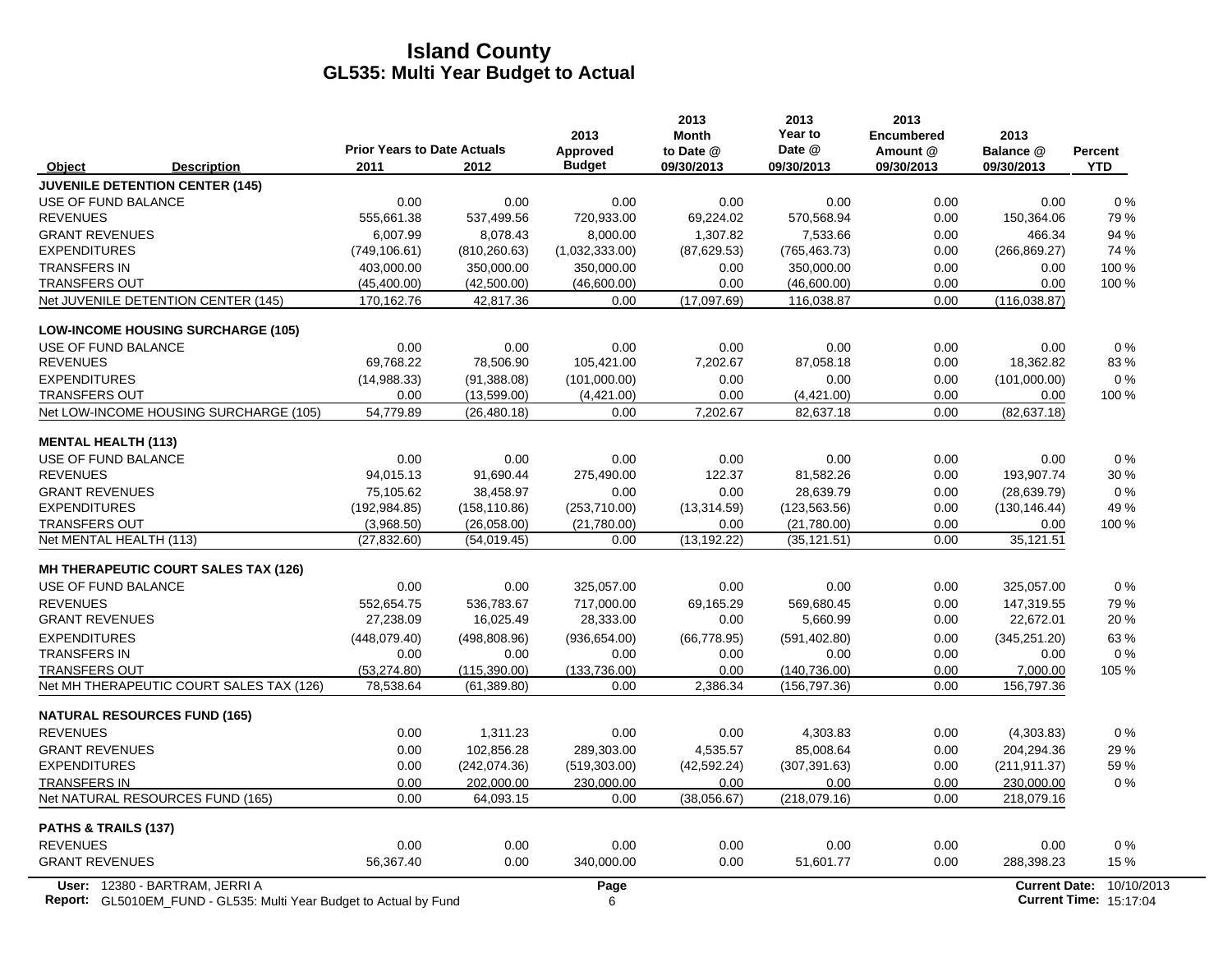# Island County
## GL535: Multi Year Budget to Actual

| Object | Description | Prior Years to Date Actuals 2011 | 2012 | 2013 Approved Budget | 2013 Month to Date @ 09/30/2013 | 2013 Year to Date @ 09/30/2013 | 2013 Encumbered Amount @ 09/30/2013 | 2013 Balance @ 09/30/2013 | Percent YTD |
|---|---|---|---|---|---|---|---|---|---|
| **JUVENILE DETENTION CENTER (145)** | | | | | | | | | |
| USE OF FUND BALANCE | | 0.00 | 0.00 | 0.00 | 0.00 | 0.00 | 0.00 | 0.00 | 0 % |
| REVENUES | | 555,661.38 | 537,499.56 | 720,933.00 | 69,224.02 | 570,568.94 | 0.00 | 150,364.06 | 79 % |
| GRANT REVENUES | | 6,007.99 | 8,078.43 | 8,000.00 | 1,307.82 | 7,533.66 | 0.00 | 466.34 | 94 % |
| EXPENDITURES | | (749,106.61) | (810,260.63) | (1,032,333.00) | (87,629.53) | (765,463.73) | 0.00 | (266,869.27) | 74 % |
| TRANSFERS IN | | 403,000.00 | 350,000.00 | 350,000.00 | 0.00 | 350,000.00 | 0.00 | 0.00 | 100 % |
| TRANSFERS OUT | | (45,400.00) | (42,500.00) | (46,600.00) | 0.00 | (46,600.00) | 0.00 | 0.00 | 100 % |
| Net JUVENILE DETENTION CENTER (145) | | 170,162.76 | 42,817.36 | 0.00 | (17,097.69) | 116,038.87 | 0.00 | (116,038.87) | |
| **LOW-INCOME HOUSING SURCHARGE (105)** | | | | | | | | | |
| USE OF FUND BALANCE | | 0.00 | 0.00 | 0.00 | 0.00 | 0.00 | 0.00 | 0.00 | 0 % |
| REVENUES | | 69,768.22 | 78,506.90 | 105,421.00 | 7,202.67 | 87,058.18 | 0.00 | 18,362.82 | 83 % |
| EXPENDITURES | | (14,988.33) | (91,388.08) | (101,000.00) | 0.00 | 0.00 | 0.00 | (101,000.00) | 0 % |
| TRANSFERS OUT | | 0.00 | (13,599.00) | (4,421.00) | 0.00 | (4,421.00) | 0.00 | 0.00 | 100 % |
| Net LOW-INCOME HOUSING SURCHARGE (105) | | 54,779.89 | (26,480.18) | 0.00 | 7,202.67 | 82,637.18 | 0.00 | (82,637.18) | |
| **MENTAL HEALTH (113)** | | | | | | | | | |
| USE OF FUND BALANCE | | 0.00 | 0.00 | 0.00 | 0.00 | 0.00 | 0.00 | 0.00 | 0 % |
| REVENUES | | 94,015.13 | 91,690.44 | 275,490.00 | 122.37 | 81,582.26 | 0.00 | 193,907.74 | 30 % |
| GRANT REVENUES | | 75,105.62 | 38,458.97 | 0.00 | 0.00 | 28,639.79 | 0.00 | (28,639.79) | 0 % |
| EXPENDITURES | | (192,984.85) | (158,110.86) | (253,710.00) | (13,314.59) | (123,563.56) | 0.00 | (130,146.44) | 49 % |
| TRANSFERS OUT | | (3,968.50) | (26,058.00) | (21,780.00) | 0.00 | (21,780.00) | 0.00 | 0.00 | 100 % |
| Net MENTAL HEALTH (113) | | (27,832.60) | (54,019.45) | 0.00 | (13,192.22) | (35,121.51) | 0.00 | 35,121.51 | |
| **MH THERAPEUTIC COURT SALES TAX (126)** | | | | | | | | | |
| USE OF FUND BALANCE | | 0.00 | 0.00 | 325,057.00 | 0.00 | 0.00 | 0.00 | 325,057.00 | 0 % |
| REVENUES | | 552,654.75 | 536,783.67 | 717,000.00 | 69,165.29 | 569,680.45 | 0.00 | 147,319.55 | 79 % |
| GRANT REVENUES | | 27,238.09 | 16,025.49 | 28,333.00 | 0.00 | 5,660.99 | 0.00 | 22,672.01 | 20 % |
| EXPENDITURES | | (448,079.40) | (498,808.96) | (936,654.00) | (66,778.95) | (591,402.80) | 0.00 | (345,251.20) | 63 % |
| TRANSFERS IN | | 0.00 | 0.00 | 0.00 | 0.00 | 0.00 | 0.00 | 0.00 | 0 % |
| TRANSFERS OUT | | (53,274.80) | (115,390.00) | (133,736.00) | 0.00 | (140,736.00) | 0.00 | 7,000.00 | 105 % |
| Net MH THERAPEUTIC COURT SALES TAX (126) | | 78,538.64 | (61,389.80) | 0.00 | 2,386.34 | (156,797.36) | 0.00 | 156,797.36 | |
| **NATURAL RESOURCES FUND (165)** | | | | | | | | | |
| REVENUES | | 0.00 | 1,311.23 | 0.00 | 0.00 | 4,303.83 | 0.00 | (4,303.83) | 0 % |
| GRANT REVENUES | | 0.00 | 102,856.28 | 289,303.00 | 4,535.57 | 85,008.64 | 0.00 | 204,294.36 | 29 % |
| EXPENDITURES | | 0.00 | (242,074.36) | (519,303.00) | (42,592.24) | (307,391.63) | 0.00 | (211,911.37) | 59 % |
| TRANSFERS IN | | 0.00 | 202,000.00 | 230,000.00 | 0.00 | 0.00 | 0.00 | 230,000.00 | 0 % |
| Net NATURAL RESOURCES FUND (165) | | 0.00 | 64,093.15 | 0.00 | (38,056.67) | (218,079.16) | 0.00 | 218,079.16 | |
| **PATHS & TRAILS (137)** | | | | | | | | | |
| REVENUES | | 0.00 | 0.00 | 0.00 | 0.00 | 0.00 | 0.00 | 0.00 | 0 % |
| GRANT REVENUES | | 56,367.40 | 0.00 | 340,000.00 | 0.00 | 51,601.77 | 0.00 | 288,398.23 | 15 % |

User: 12380 - BARTRAM, JERRI A
Report: GL5010EM_FUND - GL535: Multi Year Budget to Actual by Fund

Current Date: 10/10/2013
Current Time: 15:17:04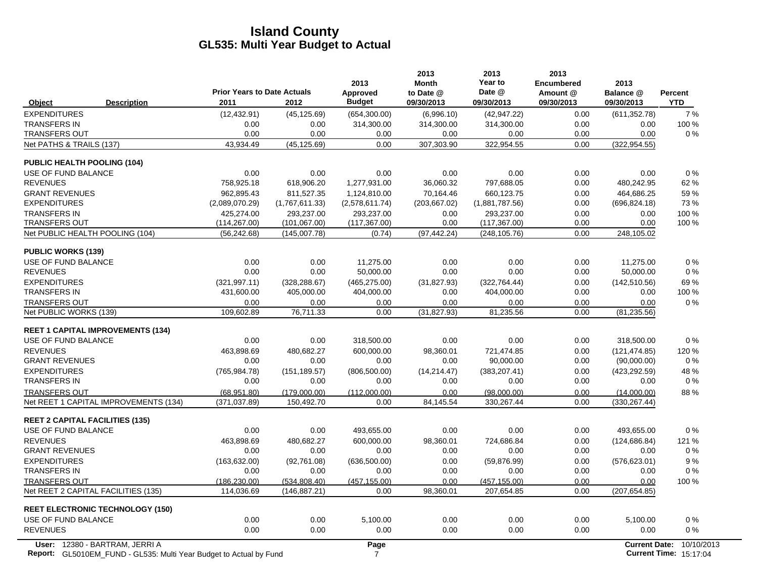# Island County
## GL535: Multi Year Budget to Actual

| Object | Description | Prior Years to Date Actuals 2011 | 2012 | 2013 Approved Budget | 2013 Month to Date @ 09/30/2013 | 2013 Year to Date @ 09/30/2013 | 2013 Encumbered Amount @ 09/30/2013 | 2013 Balance @ 09/30/2013 | Percent YTD |
|---|---|---|---|---|---|---|---|---|---|
| EXPENDITURES | | (12,432.91) | (45,125.69) | (654,300.00) | (6,996.10) | (42,947.22) | 0.00 | (611,352.78) | 7 % |
| TRANSFERS IN | | 0.00 | 0.00 | 314,300.00 | 314,300.00 | 314,300.00 | 0.00 | 0.00 | 100 % |
| TRANSFERS OUT | | 0.00 | 0.00 | 0.00 | 0.00 | 0.00 | 0.00 | 0.00 | 0 % |
| Net PATHS & TRAILS (137) | | 43,934.49 | (45,125.69) | 0.00 | 307,303.90 | 322,954.55 | 0.00 | (322,954.55) | |
| **PUBLIC HEALTH POOLING (104)** | | | | | | | | | |
| USE OF FUND BALANCE | | 0.00 | 0.00 | 0.00 | 0.00 | 0.00 | 0.00 | 0.00 | 0 % |
| REVENUES | | 758,925.18 | 618,906.20 | 1,277,931.00 | 36,060.32 | 797,688.05 | 0.00 | 480,242.95 | 62 % |
| GRANT REVENUES | | 962,895.43 | 811,527.35 | 1,124,810.00 | 70,164.46 | 660,123.75 | 0.00 | 464,686.25 | 59 % |
| EXPENDITURES | | (2,089,070.29) | (1,767,611.33) | (2,578,611.74) | (203,667.02) | (1,881,787.56) | 0.00 | (696,824.18) | 73 % |
| TRANSFERS IN | | 425,274.00 | 293,237.00 | 293,237.00 | 0.00 | 293,237.00 | 0.00 | 0.00 | 100 % |
| TRANSFERS OUT | | (114,267.00) | (101,067.00) | (117,367.00) | 0.00 | (117,367.00) | 0.00 | 0.00 | 100 % |
| Net PUBLIC HEALTH POOLING (104) | | (56,242.68) | (145,007.78) | (0.74) | (97,442.24) | (248,105.76) | 0.00 | 248,105.02 | |
| **PUBLIC WORKS (139)** | | | | | | | | | |
| USE OF FUND BALANCE | | 0.00 | 0.00 | 11,275.00 | 0.00 | 0.00 | 0.00 | 11,275.00 | 0 % |
| REVENUES | | 0.00 | 0.00 | 50,000.00 | 0.00 | 0.00 | 0.00 | 50,000.00 | 0 % |
| EXPENDITURES | | (321,997.11) | (328,288.67) | (465,275.00) | (31,827.93) | (322,764.44) | 0.00 | (142,510.56) | 69 % |
| TRANSFERS IN | | 431,600.00 | 405,000.00 | 404,000.00 | 0.00 | 404,000.00 | 0.00 | 0.00 | 100 % |
| TRANSFERS OUT | | 0.00 | 0.00 | 0.00 | 0.00 | 0.00 | 0.00 | 0.00 | 0 % |
| Net PUBLIC WORKS (139) | | 109,602.89 | 76,711.33 | 0.00 | (31,827.93) | 81,235.56 | 0.00 | (81,235.56) | |
| **REET 1 CAPITAL IMPROVEMENTS (134)** | | | | | | | | | |
| USE OF FUND BALANCE | | 0.00 | 0.00 | 318,500.00 | 0.00 | 0.00 | 0.00 | 318,500.00 | 0 % |
| REVENUES | | 463,898.69 | 480,682.27 | 600,000.00 | 98,360.01 | 721,474.85 | 0.00 | (121,474.85) | 120 % |
| GRANT REVENUES | | 0.00 | 0.00 | 0.00 | 0.00 | 90,000.00 | 0.00 | (90,000.00) | 0 % |
| EXPENDITURES | | (765,984.78) | (151,189.57) | (806,500.00) | (14,214.47) | (383,207.41) | 0.00 | (423,292.59) | 48 % |
| TRANSFERS IN | | 0.00 | 0.00 | 0.00 | 0.00 | 0.00 | 0.00 | 0.00 | 0 % |
| TRANSFERS OUT | | (68,951.80) | (179,000.00) | (112,000.00) | 0.00 | (98,000.00) | 0.00 | (14,000.00) | 88 % |
| Net REET 1 CAPITAL IMPROVEMENTS (134) | | (371,037.89) | 150,492.70 | 0.00 | 84,145.54 | 330,267.44 | 0.00 | (330,267.44) | |
| **REET 2 CAPITAL FACILITIES (135)** | | | | | | | | | |
| USE OF FUND BALANCE | | 0.00 | 0.00 | 493,655.00 | 0.00 | 0.00 | 0.00 | 493,655.00 | 0 % |
| REVENUES | | 463,898.69 | 480,682.27 | 600,000.00 | 98,360.01 | 724,686.84 | 0.00 | (124,686.84) | 121 % |
| GRANT REVENUES | | 0.00 | 0.00 | 0.00 | 0.00 | 0.00 | 0.00 | 0.00 | 0 % |
| EXPENDITURES | | (163,632.00) | (92,761.08) | (636,500.00) | 0.00 | (59,876.99) | 0.00 | (576,623.01) | 9 % |
| TRANSFERS IN | | 0.00 | 0.00 | 0.00 | 0.00 | 0.00 | 0.00 | 0.00 | 0 % |
| TRANSFERS OUT | | (186,230.00) | (534,808.40) | (457,155.00) | 0.00 | (457,155.00) | 0.00 | 0.00 | 100 % |
| Net REET 2 CAPITAL FACILITIES (135) | | 114,036.69 | (146,887.21) | 0.00 | 98,360.01 | 207,654.85 | 0.00 | (207,654.85) | |
| **REET ELECTRONIC TECHNOLOGY (150)** | | | | | | | | | |
| USE OF FUND BALANCE | | 0.00 | 0.00 | 5,100.00 | 0.00 | 0.00 | 0.00 | 5,100.00 | 0 % |
| REVENUES | | 0.00 | 0.00 | 0.00 | 0.00 | 0.00 | 0.00 | 0.00 | 0 % |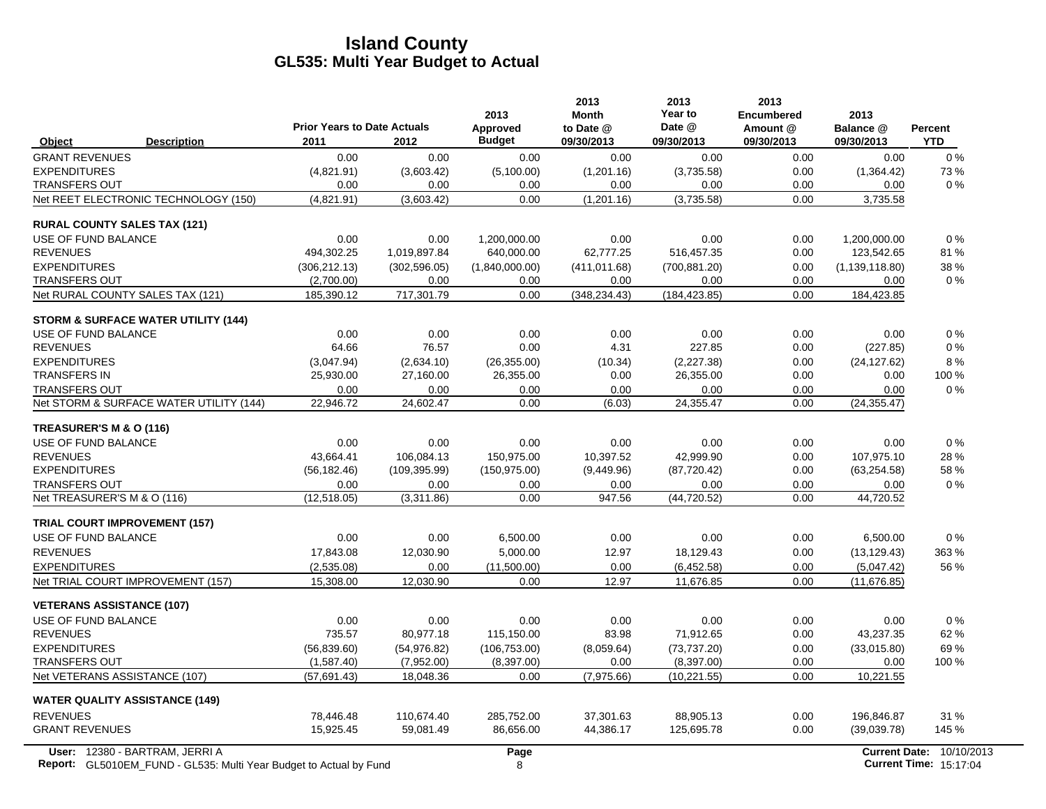# Island County
## GL535: Multi Year Budget to Actual

| Object | Description | Prior Years to Date Actuals 2011 | 2012 | 2013 Approved Budget | 2013 Month to Date @ 09/30/2013 | 2013 Year to Date @ 09/30/2013 | 2013 Encumbered Amount @ 09/30/2013 | 2013 Balance @ 09/30/2013 | Percent YTD |
|---|---|---|---|---|---|---|---|---|---|
| GRANT REVENUES | | 0.00 | 0.00 | 0.00 | 0.00 | 0.00 | 0.00 | 0.00 | 0 % |
| EXPENDITURES | | (4,821.91) | (3,603.42) | (5,100.00) | (1,201.16) | (3,735.58) | 0.00 | (1,364.42) | 73 % |
| TRANSFERS OUT | | 0.00 | 0.00 | 0.00 | 0.00 | 0.00 | 0.00 | 0.00 | 0 % |
| Net REET ELECTRONIC TECHNOLOGY (150) | | (4,821.91) | (3,603.42) | 0.00 | (1,201.16) | (3,735.58) | 0.00 | 3,735.58 | |
| **RURAL COUNTY SALES TAX (121)** | | | | | | | | | |
| USE OF FUND BALANCE | | 0.00 | 0.00 | 1,200,000.00 | 0.00 | 0.00 | 0.00 | 1,200,000.00 | 0 % |
| REVENUES | | 494,302.25 | 1,019,897.84 | 640,000.00 | 62,777.25 | 516,457.35 | 0.00 | 123,542.65 | 81 % |
| EXPENDITURES | | (306,212.13) | (302,596.05) | (1,840,000.00) | (411,011.68) | (700,881.20) | 0.00 | (1,139,118.80) | 38 % |
| TRANSFERS OUT | | (2,700.00) | 0.00 | 0.00 | 0.00 | 0.00 | 0.00 | 0.00 | 0 % |
| Net RURAL COUNTY SALES TAX (121) | | 185,390.12 | 717,301.79 | 0.00 | (348,234.43) | (184,423.85) | 0.00 | 184,423.85 | |
| **STORM & SURFACE WATER UTILITY (144)** | | | | | | | | | |
| USE OF FUND BALANCE | | 0.00 | 0.00 | 0.00 | 0.00 | 0.00 | 0.00 | 0.00 | 0 % |
| REVENUES | | 64.66 | 76.57 | 0.00 | 4.31 | 227.85 | 0.00 | (227.85) | 0 % |
| EXPENDITURES | | (3,047.94) | (2,634.10) | (26,355.00) | (10.34) | (2,227.38) | 0.00 | (24,127.62) | 8 % |
| TRANSFERS IN | | 25,930.00 | 27,160.00 | 26,355.00 | 0.00 | 26,355.00 | 0.00 | 0.00 | 100 % |
| TRANSFERS OUT | | 0.00 | 0.00 | 0.00 | 0.00 | 0.00 | 0.00 | 0.00 | 0 % |
| Net STORM & SURFACE WATER UTILITY (144) | | 22,946.72 | 24,602.47 | 0.00 | (6.03) | 24,355.47 | 0.00 | (24,355.47) | |
| **TREASURER'S M & O (116)** | | | | | | | | | |
| USE OF FUND BALANCE | | 0.00 | 0.00 | 0.00 | 0.00 | 0.00 | 0.00 | 0.00 | 0 % |
| REVENUES | | 43,664.41 | 106,084.13 | 150,975.00 | 10,397.52 | 42,999.90 | 0.00 | 107,975.10 | 28 % |
| EXPENDITURES | | (56,182.46) | (109,395.99) | (150,975.00) | (9,449.96) | (87,720.42) | 0.00 | (63,254.58) | 58 % |
| TRANSFERS OUT | | 0.00 | 0.00 | 0.00 | 0.00 | 0.00 | 0.00 | 0.00 | 0 % |
| Net TREASURER'S M & O (116) | | (12,518.05) | (3,311.86) | 0.00 | 947.56 | (44,720.52) | 0.00 | 44,720.52 | |
| **TRIAL COURT IMPROVEMENT (157)** | | | | | | | | | |
| USE OF FUND BALANCE | | 0.00 | 0.00 | 6,500.00 | 0.00 | 0.00 | 0.00 | 6,500.00 | 0 % |
| REVENUES | | 17,843.08 | 12,030.90 | 5,000.00 | 12.97 | 18,129.43 | 0.00 | (13,129.43) | 363 % |
| EXPENDITURES | | (2,535.08) | 0.00 | (11,500.00) | 0.00 | (6,452.58) | 0.00 | (5,047.42) | 56 % |
| Net TRIAL COURT IMPROVEMENT (157) | | 15,308.00 | 12,030.90 | 0.00 | 12.97 | 11,676.85 | 0.00 | (11,676.85) | |
| **VETERANS ASSISTANCE (107)** | | | | | | | | | |
| USE OF FUND BALANCE | | 0.00 | 0.00 | 0.00 | 0.00 | 0.00 | 0.00 | 0.00 | 0 % |
| REVENUES | | 735.57 | 80,977.18 | 115,150.00 | 83.98 | 71,912.65 | 0.00 | 43,237.35 | 62 % |
| EXPENDITURES | | (56,839.60) | (54,976.82) | (106,753.00) | (8,059.64) | (73,737.20) | 0.00 | (33,015.80) | 69 % |
| TRANSFERS OUT | | (1,587.40) | (7,952.00) | (8,397.00) | 0.00 | (8,397.00) | 0.00 | 0.00 | 100 % |
| Net VETERANS ASSISTANCE (107) | | (57,691.43) | 18,048.36 | 0.00 | (7,975.66) | (10,221.55) | 0.00 | 10,221.55 | |
| **WATER QUALITY ASSISTANCE (149)** | | | | | | | | | |
| REVENUES | | 78,446.48 | 110,674.40 | 285,752.00 | 37,301.63 | 88,905.13 | 0.00 | 196,846.87 | 31 % |
| GRANT REVENUES | | 15,925.45 | 59,081.49 | 86,656.00 | 44,386.17 | 125,695.78 | 0.00 | (39,039.78) | 145 % |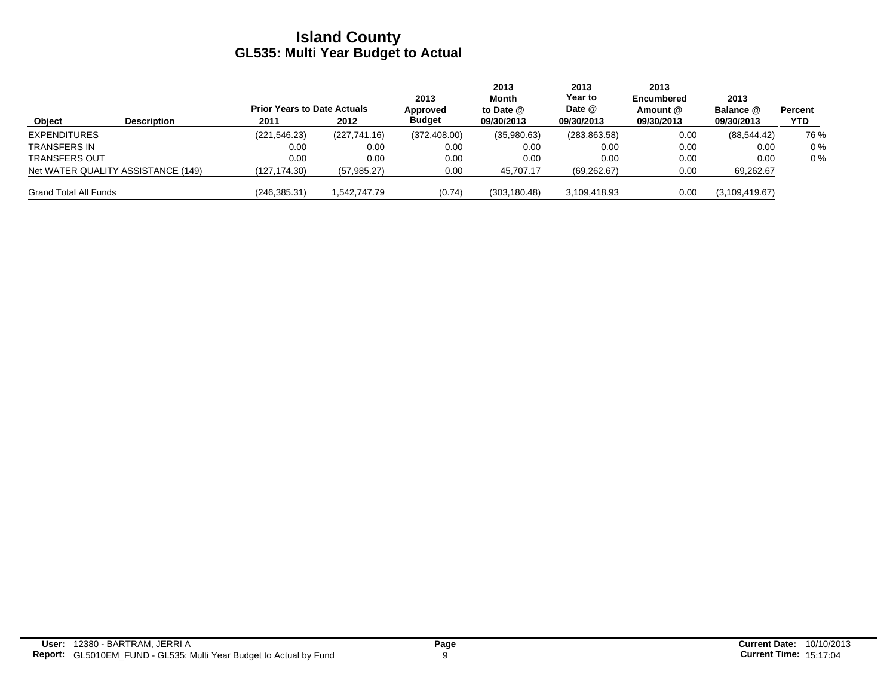# Island County
## GL535: Multi Year Budget to Actual

| Object | Description | Prior Years to Date Actuals 2011 | 2012 | 2013 Approved Budget | 2013 Month to Date @ 09/30/2013 | 2013 Year to Date @ 09/30/2013 | 2013 Encumbered Amount @ 09/30/2013 | 2013 Balance @ 09/30/2013 | Percent YTD |
|---|---|---|---|---|---|---|---|---|---|
| EXPENDITURES | | (221,546.23) | (227,741.16) | (372,408.00) | (35,980.63) | (283,863.58) | 0.00 | (88,544.42) | 76 % |
| TRANSFERS IN | | 0.00 | 0.00 | 0.00 | 0.00 | 0.00 | 0.00 | 0.00 | 0 % |
| TRANSFERS OUT | | 0.00 | 0.00 | 0.00 | 0.00 | 0.00 | 0.00 | 0.00 | 0 % |
| Net WATER QUALITY ASSISTANCE (149) | | (127,174.30) | (57,985.27) | 0.00 | 45,707.17 | (69,262.67) | 0.00 | 69,262.67 | |
| Grand Total All Funds | | (246,385.31) | 1,542,747.79 | (0.74) | (303,180.48) | 3,109,418.93 | 0.00 | (3,109,419.67) | |

**User:** 12380 - BARTRAM, JERRI A
**Report:** GL5010EM_FUND - GL535: Multi Year Budget to Actual by Fund

**Current Date:** 10/10/2013
**Current Time:** 15:17:04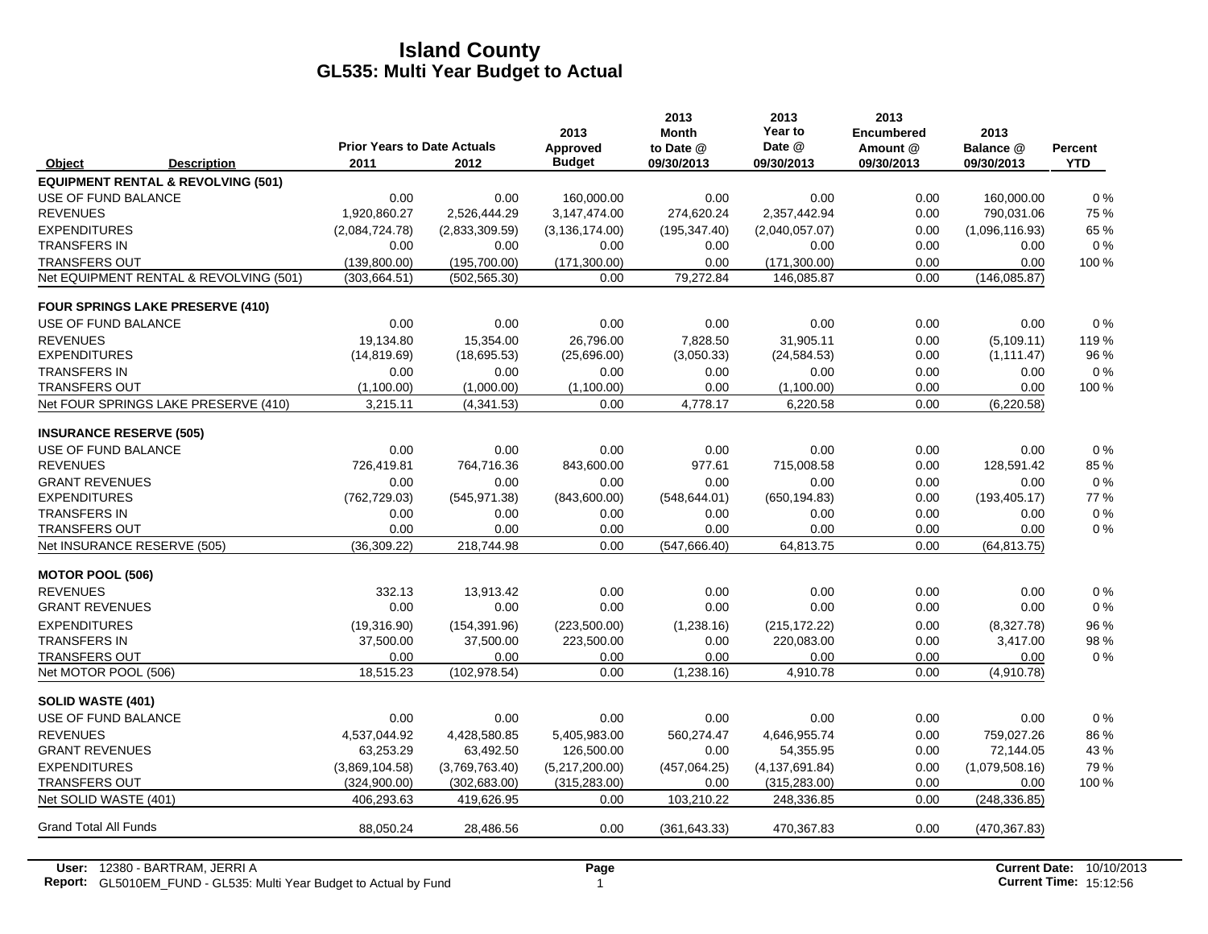# Island County
## GL535: Multi Year Budget to Actual

| Object | Description | Prior Years to Date Actuals 2011 | 2012 | 2013 Approved Budget | 2013 Month to Date @ 09/30/2013 | 2013 Year to Date @ 09/30/2013 | 2013 Encumbered Amount @ 09/30/2013 | 2013 Balance @ 09/30/2013 | Percent YTD |
|---|---|---|---|---|---|---|---|---|---|
| **EQUIPMENT RENTAL & REVOLVING (501)** | | | | | | | | | |
| USE OF FUND BALANCE | | 0.00 | 0.00 | 160,000.00 | 0.00 | 0.00 | 0.00 | 160,000.00 | 0 % |
| REVENUES | | 1,920,860.27 | 2,526,444.29 | 3,147,474.00 | 274,620.24 | 2,357,442.94 | 0.00 | 790,031.06 | 75 % |
| EXPENDITURES | | (2,084,724.78) | (2,833,309.59) | (3,136,174.00) | (195,347.40) | (2,040,057.07) | 0.00 | (1,096,116.93) | 65 % |
| TRANSFERS IN | | 0.00 | 0.00 | 0.00 | 0.00 | 0.00 | 0.00 | 0.00 | 0 % |
| TRANSFERS OUT | | (139,800.00) | (195,700.00) | (171,300.00) | 0.00 | (171,300.00) | 0.00 | 0.00 | 100 % |
| Net EQUIPMENT RENTAL & REVOLVING (501) | | (303,664.51) | (502,565.30) | 0.00 | 79,272.84 | 146,085.87 | 0.00 | (146,085.87) | |
| **FOUR SPRINGS LAKE PRESERVE (410)** | | | | | | | | | |
| USE OF FUND BALANCE | | 0.00 | 0.00 | 0.00 | 0.00 | 0.00 | 0.00 | 0.00 | 0 % |
| REVENUES | | 19,134.80 | 15,354.00 | 26,796.00 | 7,828.50 | 31,905.11 | 0.00 | (5,109.11) | 119 % |
| EXPENDITURES | | (14,819.69) | (18,695.53) | (25,696.00) | (3,050.33) | (24,584.53) | 0.00 | (1,111.47) | 96 % |
| TRANSFERS IN | | 0.00 | 0.00 | 0.00 | 0.00 | 0.00 | 0.00 | 0.00 | 0 % |
| TRANSFERS OUT | | (1,100.00) | (1,000.00) | (1,100.00) | 0.00 | (1,100.00) | 0.00 | 0.00 | 100 % |
| Net FOUR SPRINGS LAKE PRESERVE (410) | | 3,215.11 | (4,341.53) | 0.00 | 4,778.17 | 6,220.58 | 0.00 | (6,220.58) | |
| **INSURANCE RESERVE (505)** | | | | | | | | | |
| USE OF FUND BALANCE | | 0.00 | 0.00 | 0.00 | 0.00 | 0.00 | 0.00 | 0.00 | 0 % |
| REVENUES | | 726,419.81 | 764,716.36 | 843,600.00 | 977.61 | 715,008.58 | 0.00 | 128,591.42 | 85 % |
| GRANT REVENUES | | 0.00 | 0.00 | 0.00 | 0.00 | 0.00 | 0.00 | 0.00 | 0 % |
| EXPENDITURES | | (762,729.03) | (545,971.38) | (843,600.00) | (548,644.01) | (650,194.83) | 0.00 | (193,405.17) | 77 % |
| TRANSFERS IN | | 0.00 | 0.00 | 0.00 | 0.00 | 0.00 | 0.00 | 0.00 | 0 % |
| TRANSFERS OUT | | 0.00 | 0.00 | 0.00 | 0.00 | 0.00 | 0.00 | 0.00 | 0 % |
| Net INSURANCE RESERVE (505) | | (36,309.22) | 218,744.98 | 0.00 | (547,666.40) | 64,813.75 | 0.00 | (64,813.75) | |
| **MOTOR POOL (506)** | | | | | | | | | |
| REVENUES | | 332.13 | 13,913.42 | 0.00 | 0.00 | 0.00 | 0.00 | 0.00 | 0 % |
| GRANT REVENUES | | 0.00 | 0.00 | 0.00 | 0.00 | 0.00 | 0.00 | 0.00 | 0 % |
| EXPENDITURES | | (19,316.90) | (154,391.96) | (223,500.00) | (1,238.16) | (215,172.22) | 0.00 | (8,327.78) | 96 % |
| TRANSFERS IN | | 37,500.00 | 37,500.00 | 223,500.00 | 0.00 | 220,083.00 | 0.00 | 3,417.00 | 98 % |
| TRANSFERS OUT | | 0.00 | 0.00 | 0.00 | 0.00 | 0.00 | 0.00 | 0.00 | 0 % |
| Net MOTOR POOL (506) | | 18,515.23 | (102,978.54) | 0.00 | (1,238.16) | 4,910.78 | 0.00 | (4,910.78) | |
| **SOLID WASTE (401)** | | | | | | | | | |
| USE OF FUND BALANCE | | 0.00 | 0.00 | 0.00 | 0.00 | 0.00 | 0.00 | 0.00 | 0 % |
| REVENUES | | 4,537,044.92 | 4,428,580.85 | 5,405,983.00 | 560,274.47 | 4,646,955.74 | 0.00 | 759,027.26 | 86 % |
| GRANT REVENUES | | 63,253.29 | 63,492.50 | 126,500.00 | 0.00 | 54,355.95 | 0.00 | 72,144.05 | 43 % |
| EXPENDITURES | | (3,869,104.58) | (3,769,763.40) | (5,217,200.00) | (457,064.25) | (4,137,691.84) | 0.00 | (1,079,508.16) | 79 % |
| TRANSFERS OUT | | (324,900.00) | (302,683.00) | (315,283.00) | 0.00 | (315,283.00) | 0.00 | 0.00 | 100 % |
| Net SOLID WASTE (401) | | 406,293.63 | 419,626.95 | 0.00 | 103,210.22 | 248,336.85 | 0.00 | (248,336.85) | |
| Grand Total All Funds | | 88,050.24 | 28,486.56 | 0.00 | (361,643.33) | 470,367.83 | 0.00 | (470,367.83) | |

**User:** 12380 - BARTRAM, JERRI A
**Report:** GL5010EM_FUND - GL535: Multi Year Budget to Actual by Fund

**Current Date:** 10/10/2013
**Current Time:** 15:12:56